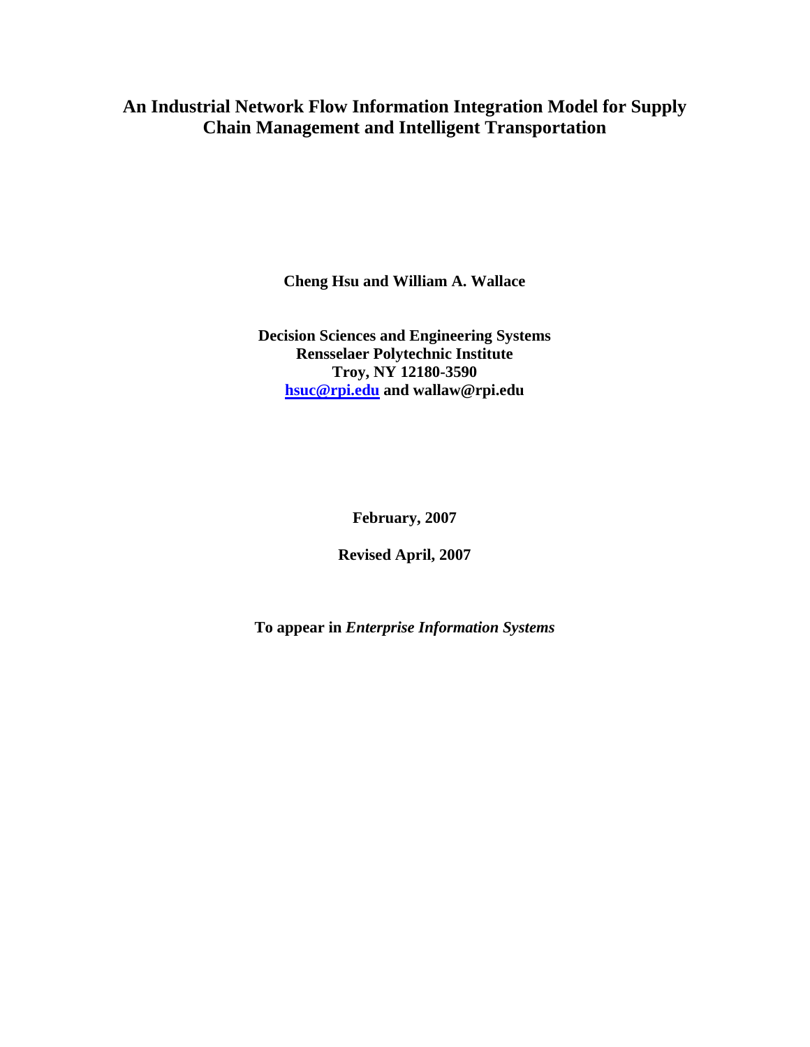# An Industrial Network Flow Information Integration Model for Supply Chain Management and Intelligent Transportation

**Cheng Hsu and William A. Wallace**

**Decision Sciences and Engineering Systems**
**Rensselaer Polytechnic Institute**
**Troy, NY 12180-3590**
**hsuc@rpi.edu and wallaw@rpi.edu**

**February, 2007**

**Revised April, 2007**

**To appear in *Enterprise Information Systems***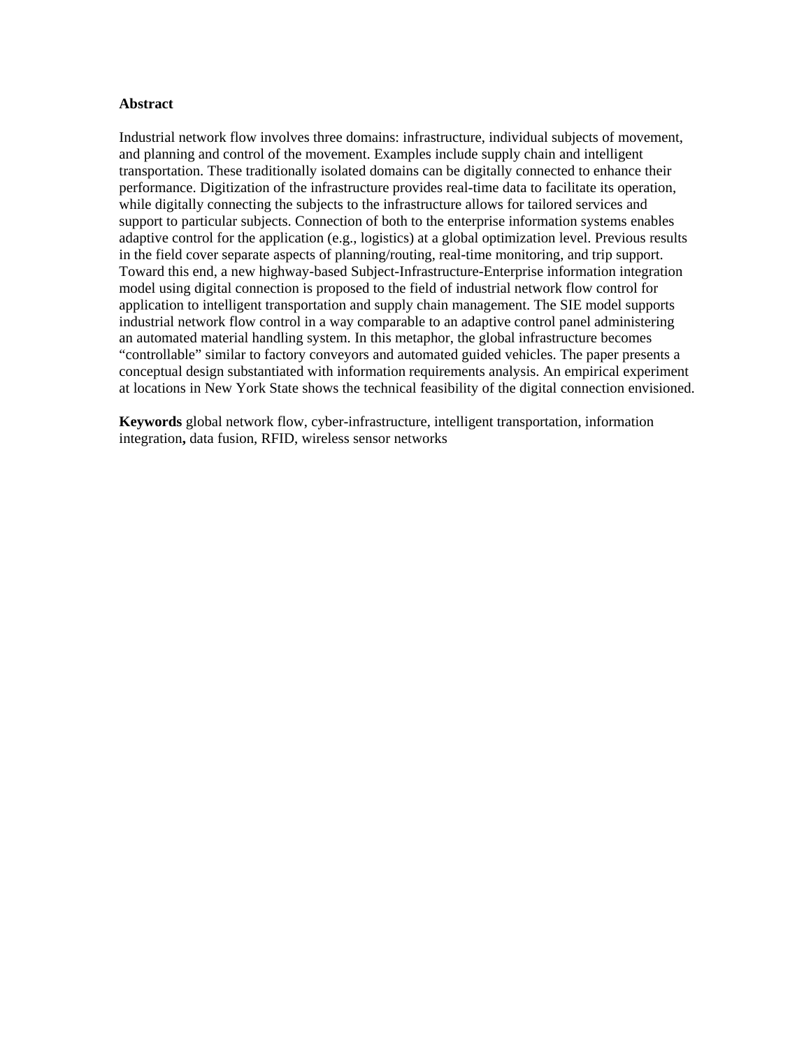**Abstract**

Industrial network flow involves three domains: infrastructure, individual subjects of movement, and planning and control of the movement. Examples include supply chain and intelligent transportation. These traditionally isolated domains can be digitally connected to enhance their performance. Digitization of the infrastructure provides real-time data to facilitate its operation, while digitally connecting the subjects to the infrastructure allows for tailored services and support to particular subjects. Connection of both to the enterprise information systems enables adaptive control for the application (e.g., logistics) at a global optimization level. Previous results in the field cover separate aspects of planning/routing, real-time monitoring, and trip support. Toward this end, a new highway-based Subject-Infrastructure-Enterprise information integration model using digital connection is proposed to the field of industrial network flow control for application to intelligent transportation and supply chain management. The SIE model supports industrial network flow control in a way comparable to an adaptive control panel administering an automated material handling system. In this metaphor, the global infrastructure becomes "controllable" similar to factory conveyors and automated guided vehicles. The paper presents a conceptual design substantiated with information requirements analysis. An empirical experiment at locations in New York State shows the technical feasibility of the digital connection envisioned.

**Keywords** global network flow, cyber-infrastructure, intelligent transportation, information integration**,** data fusion, RFID, wireless sensor networks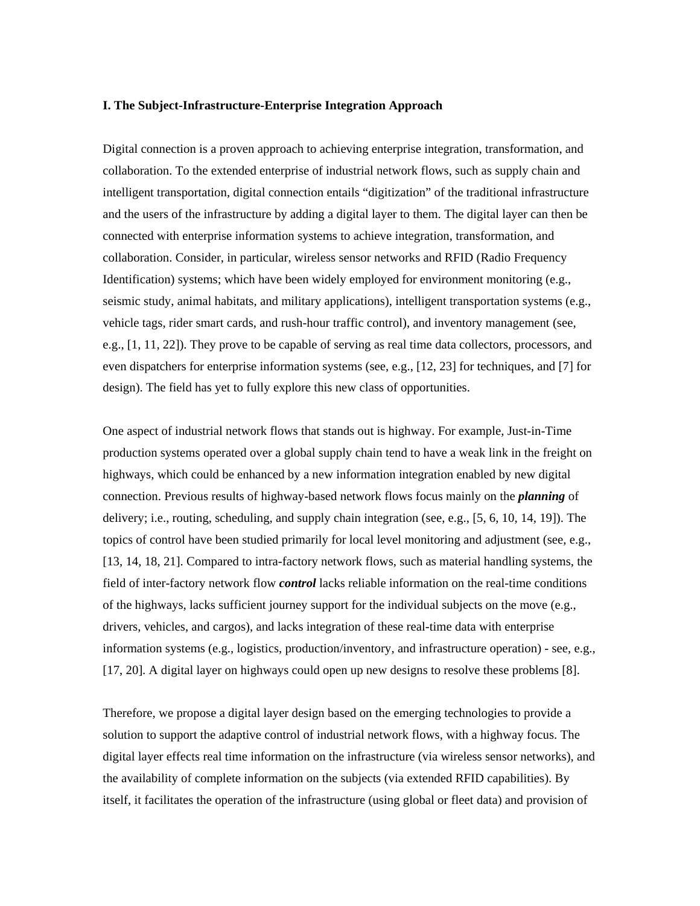## I. The Subject-Infrastructure-Enterprise Integration Approach

Digital connection is a proven approach to achieving enterprise integration, transformation, and collaboration. To the extended enterprise of industrial network flows, such as supply chain and intelligent transportation, digital connection entails "digitization" of the traditional infrastructure and the users of the infrastructure by adding a digital layer to them. The digital layer can then be connected with enterprise information systems to achieve integration, transformation, and collaboration. Consider, in particular, wireless sensor networks and RFID (Radio Frequency Identification) systems; which have been widely employed for environment monitoring (e.g., seismic study, animal habitats, and military applications), intelligent transportation systems (e.g., vehicle tags, rider smart cards, and rush-hour traffic control), and inventory management (see, e.g., [1, 11, 22]). They prove to be capable of serving as real time data collectors, processors, and even dispatchers for enterprise information systems (see, e.g., [12, 23] for techniques, and [7] for design). The field has yet to fully explore this new class of opportunities.

One aspect of industrial network flows that stands out is highway. For example, Just-in-Time production systems operated over a global supply chain tend to have a weak link in the freight on highways, which could be enhanced by a new information integration enabled by new digital connection. Previous results of highway-based network flows focus mainly on the ***planning*** of delivery; i.e., routing, scheduling, and supply chain integration (see, e.g., [5, 6, 10, 14, 19]). The topics of control have been studied primarily for local level monitoring and adjustment (see, e.g., [13, 14, 18, 21]. Compared to intra-factory network flows, such as material handling systems, the field of inter-factory network flow ***control*** lacks reliable information on the real-time conditions of the highways, lacks sufficient journey support for the individual subjects on the move (e.g., drivers, vehicles, and cargos), and lacks integration of these real-time data with enterprise information systems (e.g., logistics, production/inventory, and infrastructure operation) - see, e.g., [17, 20]. A digital layer on highways could open up new designs to resolve these problems [8].

Therefore, we propose a digital layer design based on the emerging technologies to provide a solution to support the adaptive control of industrial network flows, with a highway focus. The digital layer effects real time information on the infrastructure (via wireless sensor networks), and the availability of complete information on the subjects (via extended RFID capabilities). By itself, it facilitates the operation of the infrastructure (using global or fleet data) and provision of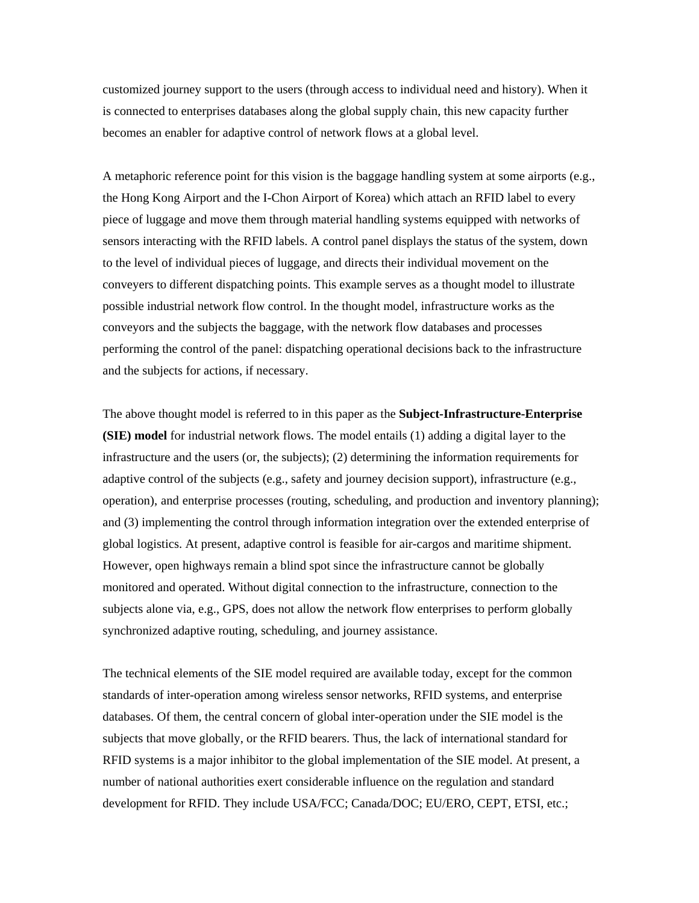customized journey support to the users (through access to individual need and history). When it is connected to enterprises databases along the global supply chain, this new capacity further becomes an enabler for adaptive control of network flows at a global level.

A metaphoric reference point for this vision is the baggage handling system at some airports (e.g., the Hong Kong Airport and the I-Chon Airport of Korea) which attach an RFID label to every piece of luggage and move them through material handling systems equipped with networks of sensors interacting with the RFID labels. A control panel displays the status of the system, down to the level of individual pieces of luggage, and directs their individual movement on the conveyers to different dispatching points. This example serves as a thought model to illustrate possible industrial network flow control. In the thought model, infrastructure works as the conveyors and the subjects the baggage, with the network flow databases and processes performing the control of the panel: dispatching operational decisions back to the infrastructure and the subjects for actions, if necessary.

The above thought model is referred to in this paper as the **Subject-Infrastructure-Enterprise (SIE) model** for industrial network flows. The model entails (1) adding a digital layer to the infrastructure and the users (or, the subjects); (2) determining the information requirements for adaptive control of the subjects (e.g., safety and journey decision support), infrastructure (e.g., operation), and enterprise processes (routing, scheduling, and production and inventory planning); and (3) implementing the control through information integration over the extended enterprise of global logistics. At present, adaptive control is feasible for air-cargos and maritime shipment. However, open highways remain a blind spot since the infrastructure cannot be globally monitored and operated. Without digital connection to the infrastructure, connection to the subjects alone via, e.g., GPS, does not allow the network flow enterprises to perform globally synchronized adaptive routing, scheduling, and journey assistance.

The technical elements of the SIE model required are available today, except for the common standards of inter-operation among wireless sensor networks, RFID systems, and enterprise databases. Of them, the central concern of global inter-operation under the SIE model is the subjects that move globally, or the RFID bearers. Thus, the lack of international standard for RFID systems is a major inhibitor to the global implementation of the SIE model. At present, a number of national authorities exert considerable influence on the regulation and standard development for RFID. They include USA/FCC; Canada/DOC; EU/ERO, CEPT, ETSI, etc.;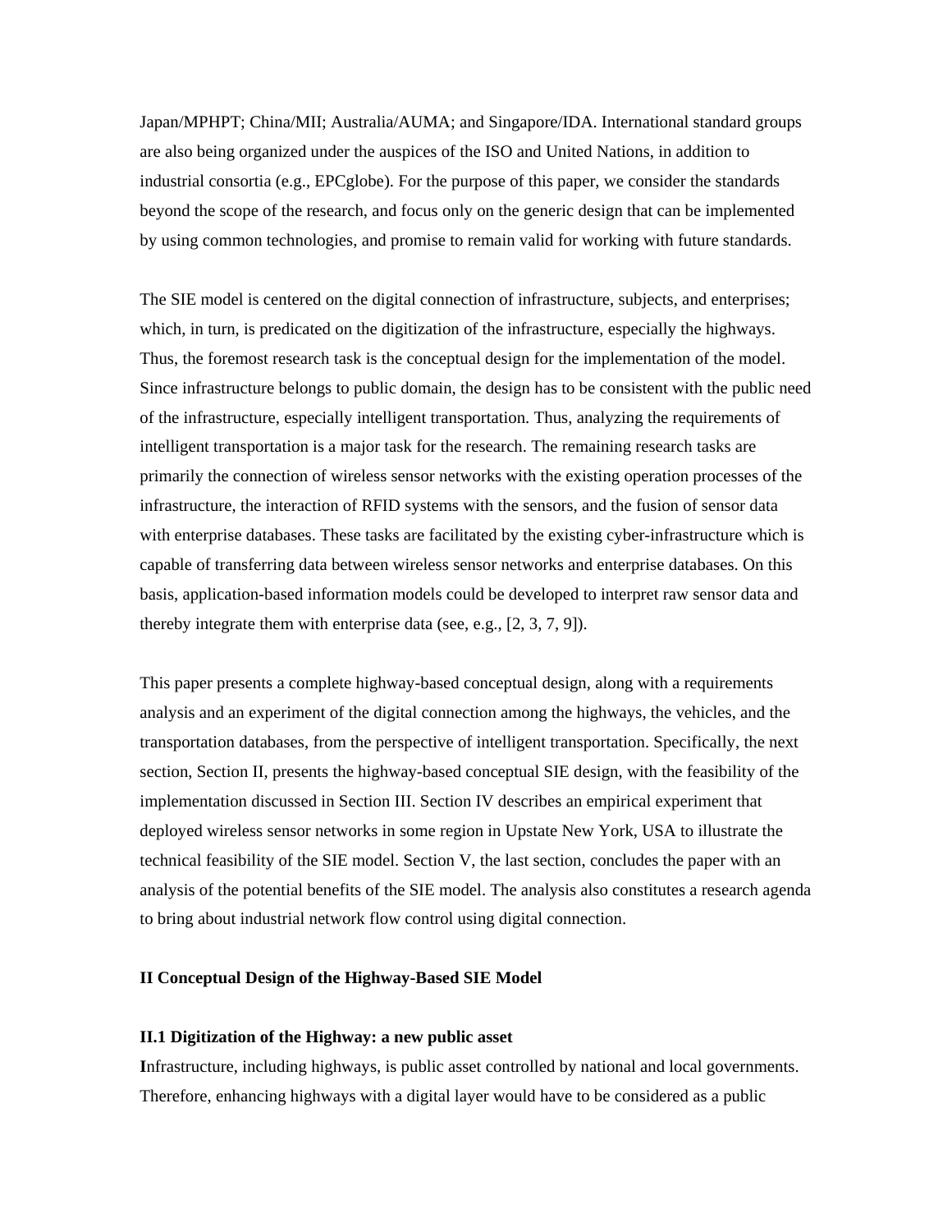Japan/MPHPT; China/MII; Australia/AUMA; and Singapore/IDA. International standard groups are also being organized under the auspices of the ISO and United Nations, in addition to industrial consortia (e.g., EPCglobe). For the purpose of this paper, we consider the standards beyond the scope of the research, and focus only on the generic design that can be implemented by using common technologies, and promise to remain valid for working with future standards.

The SIE model is centered on the digital connection of infrastructure, subjects, and enterprises; which, in turn, is predicated on the digitization of the infrastructure, especially the highways. Thus, the foremost research task is the conceptual design for the implementation of the model. Since infrastructure belongs to public domain, the design has to be consistent with the public need of the infrastructure, especially intelligent transportation. Thus, analyzing the requirements of intelligent transportation is a major task for the research. The remaining research tasks are primarily the connection of wireless sensor networks with the existing operation processes of the infrastructure, the interaction of RFID systems with the sensors, and the fusion of sensor data with enterprise databases. These tasks are facilitated by the existing cyber-infrastructure which is capable of transferring data between wireless sensor networks and enterprise databases. On this basis, application-based information models could be developed to interpret raw sensor data and thereby integrate them with enterprise data (see, e.g., [2, 3, 7, 9]).

This paper presents a complete highway-based conceptual design, along with a requirements analysis and an experiment of the digital connection among the highways, the vehicles, and the transportation databases, from the perspective of intelligent transportation. Specifically, the next section, Section II, presents the highway-based conceptual SIE design, with the feasibility of the implementation discussed in Section III. Section IV describes an empirical experiment that deployed wireless sensor networks in some region in Upstate New York, USA to illustrate the technical feasibility of the SIE model. Section V, the last section, concludes the paper with an analysis of the potential benefits of the SIE model. The analysis also constitutes a research agenda to bring about industrial network flow control using digital connection.

## II Conceptual Design of the Highway-Based SIE Model

### II.1 Digitization of the Highway: a new public asset

**I**nfrastructure, including highways, is public asset controlled by national and local governments. Therefore, enhancing highways with a digital layer would have to be considered as a public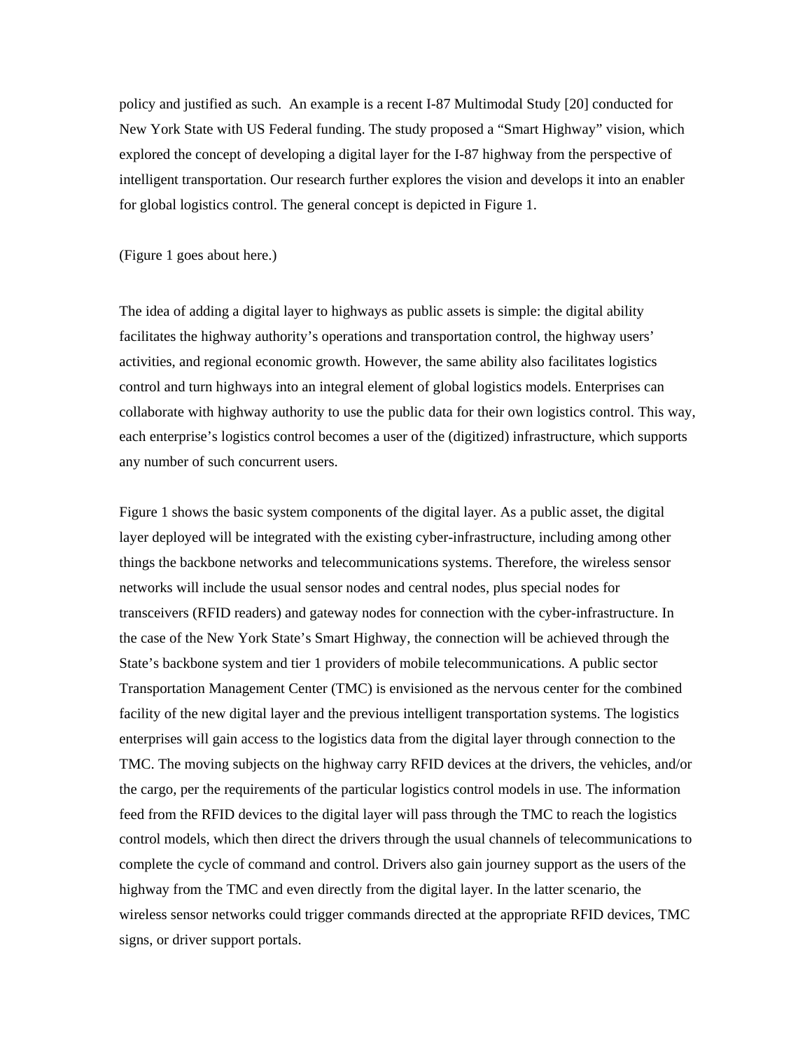policy and justified as such. An example is a recent I-87 Multimodal Study [20] conducted for New York State with US Federal funding. The study proposed a "Smart Highway" vision, which explored the concept of developing a digital layer for the I-87 highway from the perspective of intelligent transportation. Our research further explores the vision and develops it into an enabler for global logistics control. The general concept is depicted in Figure 1.

(Figure 1 goes about here.)

The idea of adding a digital layer to highways as public assets is simple: the digital ability facilitates the highway authority's operations and transportation control, the highway users' activities, and regional economic growth. However, the same ability also facilitates logistics control and turn highways into an integral element of global logistics models. Enterprises can collaborate with highway authority to use the public data for their own logistics control. This way, each enterprise's logistics control becomes a user of the (digitized) infrastructure, which supports any number of such concurrent users.

Figure 1 shows the basic system components of the digital layer. As a public asset, the digital layer deployed will be integrated with the existing cyber-infrastructure, including among other things the backbone networks and telecommunications systems. Therefore, the wireless sensor networks will include the usual sensor nodes and central nodes, plus special nodes for transceivers (RFID readers) and gateway nodes for connection with the cyber-infrastructure. In the case of the New York State's Smart Highway, the connection will be achieved through the State's backbone system and tier 1 providers of mobile telecommunications. A public sector Transportation Management Center (TMC) is envisioned as the nervous center for the combined facility of the new digital layer and the previous intelligent transportation systems. The logistics enterprises will gain access to the logistics data from the digital layer through connection to the TMC. The moving subjects on the highway carry RFID devices at the drivers, the vehicles, and/or the cargo, per the requirements of the particular logistics control models in use. The information feed from the RFID devices to the digital layer will pass through the TMC to reach the logistics control models, which then direct the drivers through the usual channels of telecommunications to complete the cycle of command and control. Drivers also gain journey support as the users of the highway from the TMC and even directly from the digital layer. In the latter scenario, the wireless sensor networks could trigger commands directed at the appropriate RFID devices, TMC signs, or driver support portals.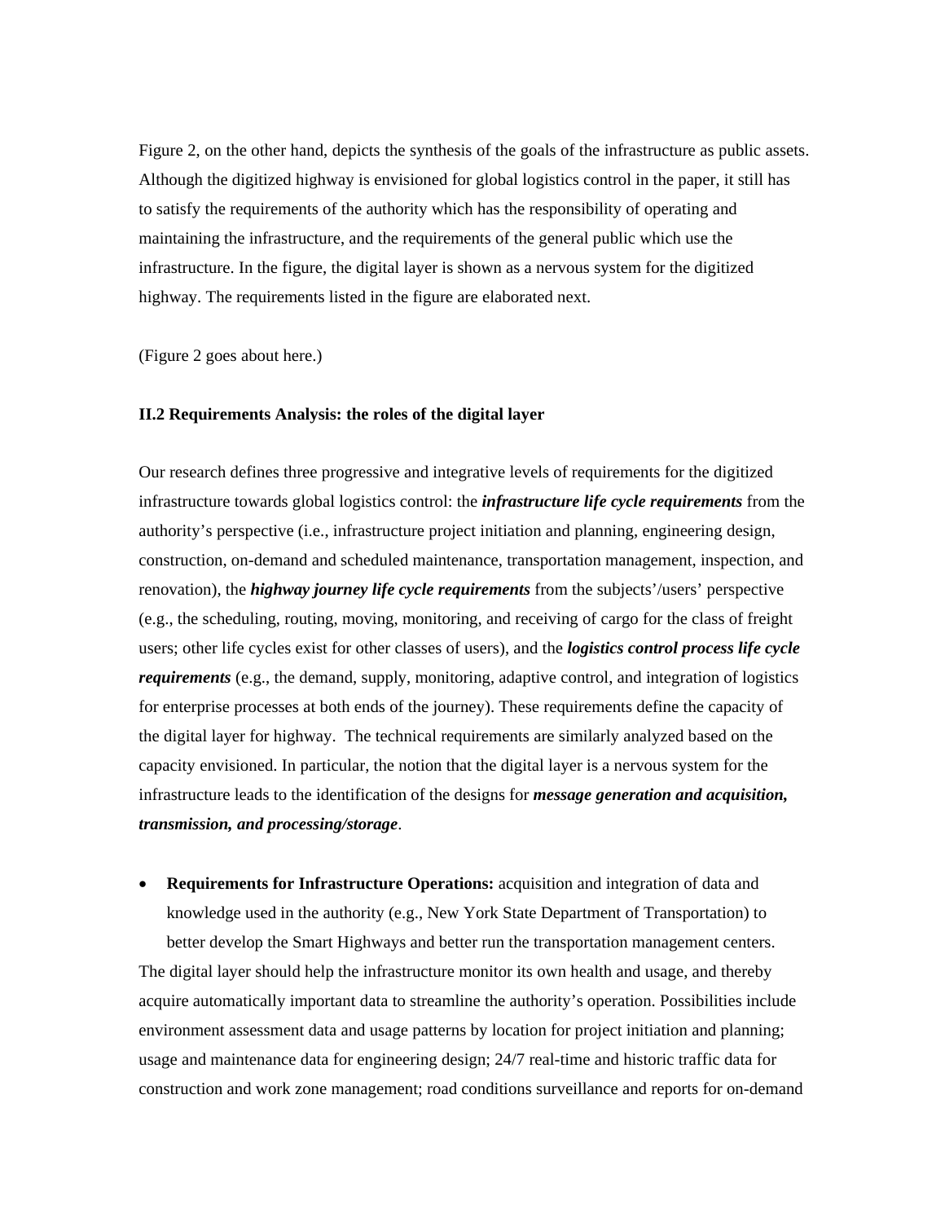Figure 2, on the other hand, depicts the synthesis of the goals of the infrastructure as public assets. Although the digitized highway is envisioned for global logistics control in the paper, it still has to satisfy the requirements of the authority which has the responsibility of operating and maintaining the infrastructure, and the requirements of the general public which use the infrastructure. In the figure, the digital layer is shown as a nervous system for the digitized highway. The requirements listed in the figure are elaborated next.

(Figure 2 goes about here.)

### II.2 Requirements Analysis: the roles of the digital layer

Our research defines three progressive and integrative levels of requirements for the digitized infrastructure towards global logistics control: the ***infrastructure life cycle requirements*** from the authority's perspective (i.e., infrastructure project initiation and planning, engineering design, construction, on-demand and scheduled maintenance, transportation management, inspection, and renovation), the ***highway journey life cycle requirements*** from the subjects'/users' perspective (e.g., the scheduling, routing, moving, monitoring, and receiving of cargo for the class of freight users; other life cycles exist for other classes of users), and the ***logistics control process life cycle requirements*** (e.g., the demand, supply, monitoring, adaptive control, and integration of logistics for enterprise processes at both ends of the journey). These requirements define the capacity of the digital layer for highway. The technical requirements are similarly analyzed based on the capacity envisioned. In particular, the notion that the digital layer is a nervous system for the infrastructure leads to the identification of the designs for ***message generation and acquisition, transmission, and processing/storage***.

- **Requirements for Infrastructure Operations:** acquisition and integration of data and knowledge used in the authority (e.g., New York State Department of Transportation) to better develop the Smart Highways and better run the transportation management centers.

The digital layer should help the infrastructure monitor its own health and usage, and thereby acquire automatically important data to streamline the authority's operation. Possibilities include environment assessment data and usage patterns by location for project initiation and planning; usage and maintenance data for engineering design; 24/7 real-time and historic traffic data for construction and work zone management; road conditions surveillance and reports for on-demand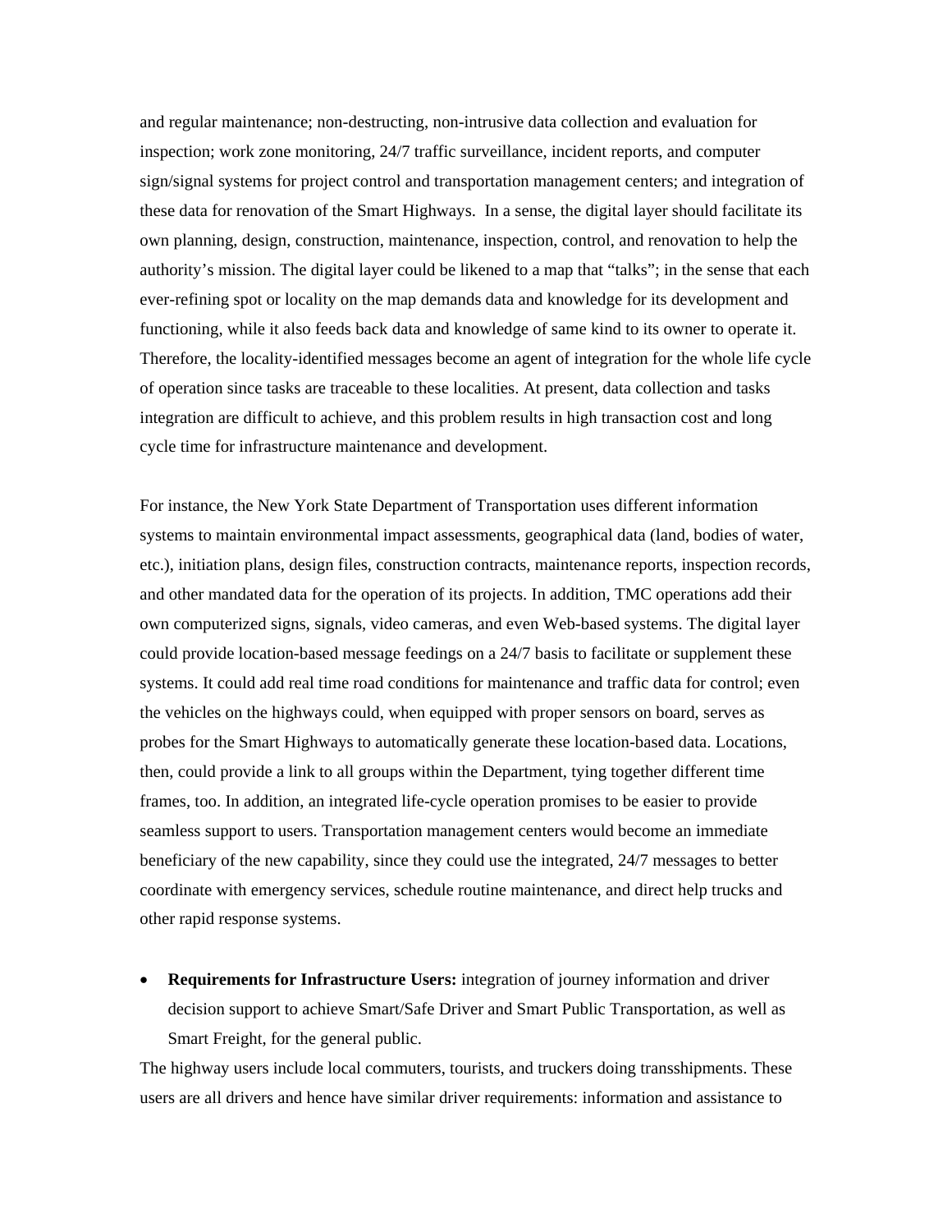and regular maintenance; non-destructing, non-intrusive data collection and evaluation for inspection; work zone monitoring, 24/7 traffic surveillance, incident reports, and computer sign/signal systems for project control and transportation management centers; and integration of these data for renovation of the Smart Highways. In a sense, the digital layer should facilitate its own planning, design, construction, maintenance, inspection, control, and renovation to help the authority's mission. The digital layer could be likened to a map that "talks"; in the sense that each ever-refining spot or locality on the map demands data and knowledge for its development and functioning, while it also feeds back data and knowledge of same kind to its owner to operate it. Therefore, the locality-identified messages become an agent of integration for the whole life cycle of operation since tasks are traceable to these localities. At present, data collection and tasks integration are difficult to achieve, and this problem results in high transaction cost and long cycle time for infrastructure maintenance and development.

For instance, the New York State Department of Transportation uses different information systems to maintain environmental impact assessments, geographical data (land, bodies of water, etc.), initiation plans, design files, construction contracts, maintenance reports, inspection records, and other mandated data for the operation of its projects. In addition, TMC operations add their own computerized signs, signals, video cameras, and even Web-based systems. The digital layer could provide location-based message feedings on a 24/7 basis to facilitate or supplement these systems. It could add real time road conditions for maintenance and traffic data for control; even the vehicles on the highways could, when equipped with proper sensors on board, serves as probes for the Smart Highways to automatically generate these location-based data. Locations, then, could provide a link to all groups within the Department, tying together different time frames, too. In addition, an integrated life-cycle operation promises to be easier to provide seamless support to users. Transportation management centers would become an immediate beneficiary of the new capability, since they could use the integrated, 24/7 messages to better coordinate with emergency services, schedule routine maintenance, and direct help trucks and other rapid response systems.

- **Requirements for Infrastructure Users:** integration of journey information and driver decision support to achieve Smart/Safe Driver and Smart Public Transportation, as well as Smart Freight, for the general public.

The highway users include local commuters, tourists, and truckers doing transshipments. These users are all drivers and hence have similar driver requirements: information and assistance to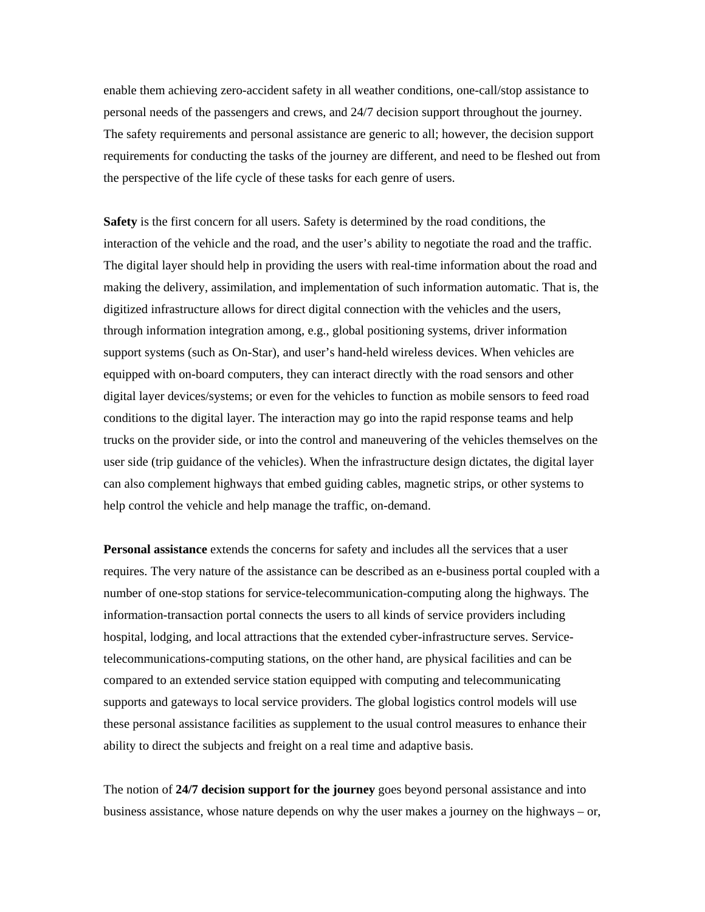enable them achieving zero-accident safety in all weather conditions, one-call/stop assistance to personal needs of the passengers and crews, and 24/7 decision support throughout the journey. The safety requirements and personal assistance are generic to all; however, the decision support requirements for conducting the tasks of the journey are different, and need to be fleshed out from the perspective of the life cycle of these tasks for each genre of users.

**Safety** is the first concern for all users. Safety is determined by the road conditions, the interaction of the vehicle and the road, and the user's ability to negotiate the road and the traffic. The digital layer should help in providing the users with real-time information about the road and making the delivery, assimilation, and implementation of such information automatic. That is, the digitized infrastructure allows for direct digital connection with the vehicles and the users, through information integration among, e.g., global positioning systems, driver information support systems (such as On-Star), and user's hand-held wireless devices. When vehicles are equipped with on-board computers, they can interact directly with the road sensors and other digital layer devices/systems; or even for the vehicles to function as mobile sensors to feed road conditions to the digital layer. The interaction may go into the rapid response teams and help trucks on the provider side, or into the control and maneuvering of the vehicles themselves on the user side (trip guidance of the vehicles). When the infrastructure design dictates, the digital layer can also complement highways that embed guiding cables, magnetic strips, or other systems to help control the vehicle and help manage the traffic, on-demand.

**Personal assistance** extends the concerns for safety and includes all the services that a user requires. The very nature of the assistance can be described as an e-business portal coupled with a number of one-stop stations for service-telecommunication-computing along the highways. The information-transaction portal connects the users to all kinds of service providers including hospital, lodging, and local attractions that the extended cyber-infrastructure serves. Service-telecommunications-computing stations, on the other hand, are physical facilities and can be compared to an extended service station equipped with computing and telecommunicating supports and gateways to local service providers. The global logistics control models will use these personal assistance facilities as supplement to the usual control measures to enhance their ability to direct the subjects and freight on a real time and adaptive basis.

The notion of **24/7 decision support for the journey** goes beyond personal assistance and into business assistance, whose nature depends on why the user makes a journey on the highways – or,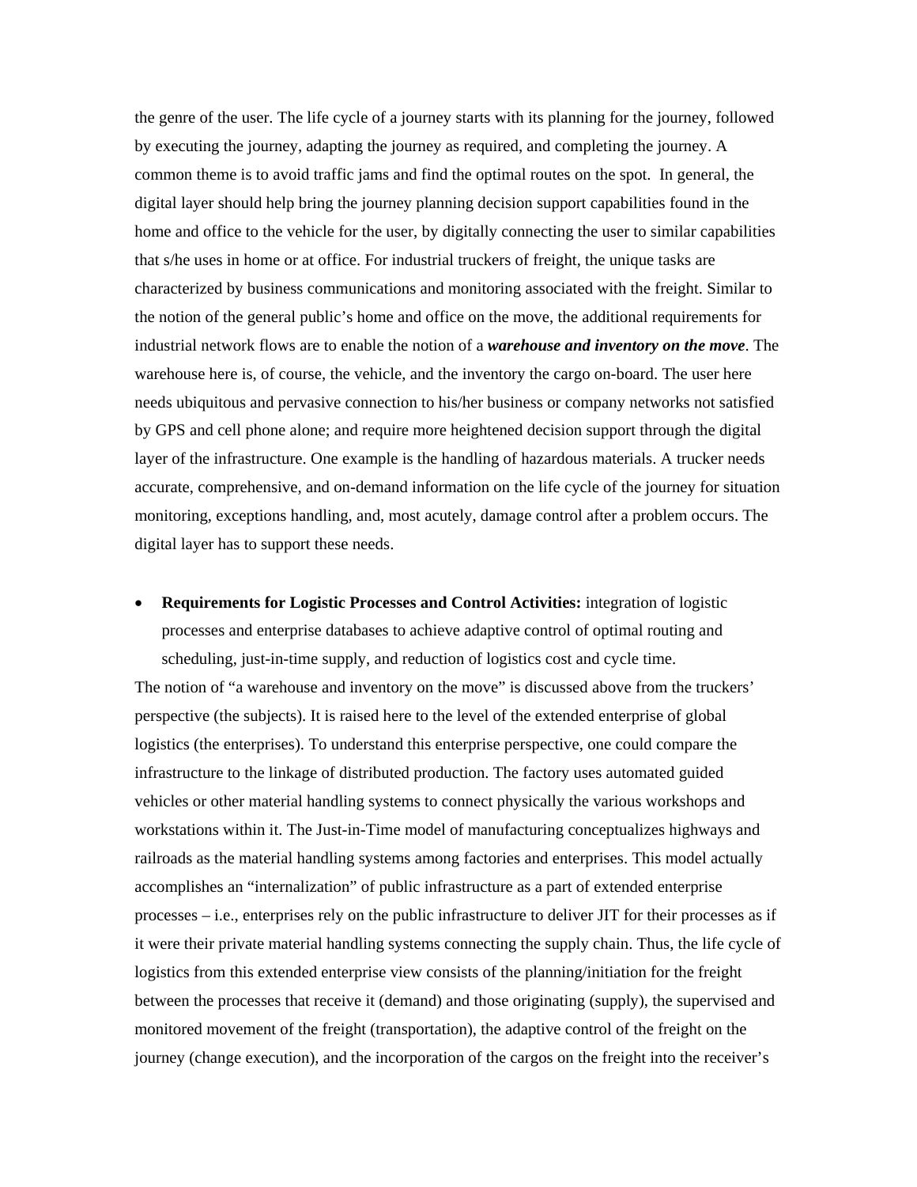the genre of the user. The life cycle of a journey starts with its planning for the journey, followed by executing the journey, adapting the journey as required, and completing the journey. A common theme is to avoid traffic jams and find the optimal routes on the spot. In general, the digital layer should help bring the journey planning decision support capabilities found in the home and office to the vehicle for the user, by digitally connecting the user to similar capabilities that s/he uses in home or at office. For industrial truckers of freight, the unique tasks are characterized by business communications and monitoring associated with the freight. Similar to the notion of the general public's home and office on the move, the additional requirements for industrial network flows are to enable the notion of a ***warehouse and inventory on the move***. The warehouse here is, of course, the vehicle, and the inventory the cargo on-board. The user here needs ubiquitous and pervasive connection to his/her business or company networks not satisfied by GPS and cell phone alone; and require more heightened decision support through the digital layer of the infrastructure. One example is the handling of hazardous materials. A trucker needs accurate, comprehensive, and on-demand information on the life cycle of the journey for situation monitoring, exceptions handling, and, most acutely, damage control after a problem occurs. The digital layer has to support these needs.

- **Requirements for Logistic Processes and Control Activities:** integration of logistic processes and enterprise databases to achieve adaptive control of optimal routing and scheduling, just-in-time supply, and reduction of logistics cost and cycle time.

The notion of "a warehouse and inventory on the move" is discussed above from the truckers' perspective (the subjects). It is raised here to the level of the extended enterprise of global logistics (the enterprises). To understand this enterprise perspective, one could compare the infrastructure to the linkage of distributed production. The factory uses automated guided vehicles or other material handling systems to connect physically the various workshops and workstations within it. The Just-in-Time model of manufacturing conceptualizes highways and railroads as the material handling systems among factories and enterprises. This model actually accomplishes an "internalization" of public infrastructure as a part of extended enterprise processes – i.e., enterprises rely on the public infrastructure to deliver JIT for their processes as if it were their private material handling systems connecting the supply chain. Thus, the life cycle of logistics from this extended enterprise view consists of the planning/initiation for the freight between the processes that receive it (demand) and those originating (supply), the supervised and monitored movement of the freight (transportation), the adaptive control of the freight on the journey (change execution), and the incorporation of the cargos on the freight into the receiver's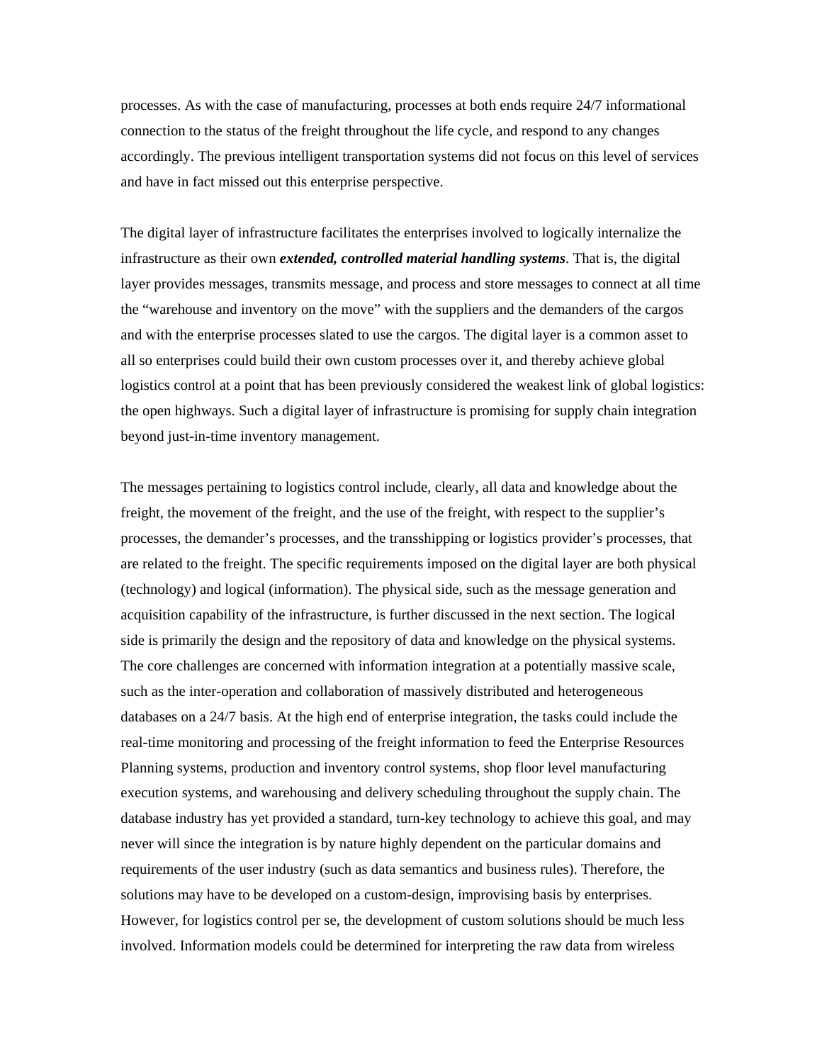processes. As with the case of manufacturing, processes at both ends require 24/7 informational connection to the status of the freight throughout the life cycle, and respond to any changes accordingly. The previous intelligent transportation systems did not focus on this level of services and have in fact missed out this enterprise perspective.

The digital layer of infrastructure facilitates the enterprises involved to logically internalize the infrastructure as their own ***extended, controlled material handling systems***. That is, the digital layer provides messages, transmits message, and process and store messages to connect at all time the "warehouse and inventory on the move" with the suppliers and the demanders of the cargos and with the enterprise processes slated to use the cargos. The digital layer is a common asset to all so enterprises could build their own custom processes over it, and thereby achieve global logistics control at a point that has been previously considered the weakest link of global logistics: the open highways. Such a digital layer of infrastructure is promising for supply chain integration beyond just-in-time inventory management.

The messages pertaining to logistics control include, clearly, all data and knowledge about the freight, the movement of the freight, and the use of the freight, with respect to the supplier's processes, the demander's processes, and the transshipping or logistics provider's processes, that are related to the freight. The specific requirements imposed on the digital layer are both physical (technology) and logical (information). The physical side, such as the message generation and acquisition capability of the infrastructure, is further discussed in the next section. The logical side is primarily the design and the repository of data and knowledge on the physical systems. The core challenges are concerned with information integration at a potentially massive scale, such as the inter-operation and collaboration of massively distributed and heterogeneous databases on a 24/7 basis. At the high end of enterprise integration, the tasks could include the real-time monitoring and processing of the freight information to feed the Enterprise Resources Planning systems, production and inventory control systems, shop floor level manufacturing execution systems, and warehousing and delivery scheduling throughout the supply chain. The database industry has yet provided a standard, turn-key technology to achieve this goal, and may never will since the integration is by nature highly dependent on the particular domains and requirements of the user industry (such as data semantics and business rules). Therefore, the solutions may have to be developed on a custom-design, improvising basis by enterprises. However, for logistics control per se, the development of custom solutions should be much less involved. Information models could be determined for interpreting the raw data from wireless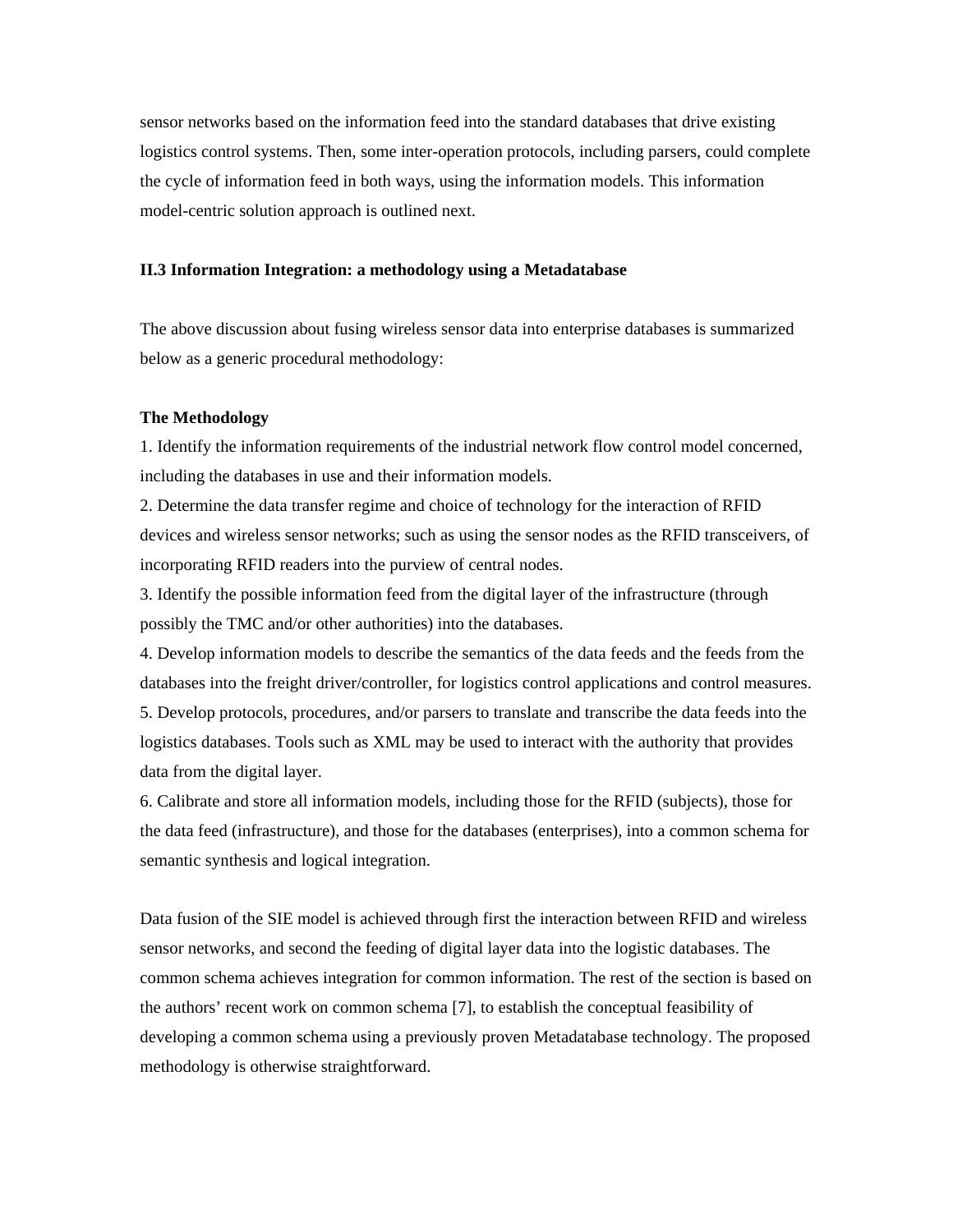sensor networks based on the information feed into the standard databases that drive existing logistics control systems. Then, some inter-operation protocols, including parsers, could complete the cycle of information feed in both ways, using the information models. This information model-centric solution approach is outlined next.

### II.3 Information Integration: a methodology using a Metadatabase

The above discussion about fusing wireless sensor data into enterprise databases is summarized below as a generic procedural methodology:

**The Methodology**

1. Identify the information requirements of the industrial network flow control model concerned, including the databases in use and their information models.
2. Determine the data transfer regime and choice of technology for the interaction of RFID devices and wireless sensor networks; such as using the sensor nodes as the RFID transceivers, of incorporating RFID readers into the purview of central nodes.
3. Identify the possible information feed from the digital layer of the infrastructure (through possibly the TMC and/or other authorities) into the databases.
4. Develop information models to describe the semantics of the data feeds and the feeds from the databases into the freight driver/controller, for logistics control applications and control measures.
5. Develop protocols, procedures, and/or parsers to translate and transcribe the data feeds into the logistics databases. Tools such as XML may be used to interact with the authority that provides data from the digital layer.
6. Calibrate and store all information models, including those for the RFID (subjects), those for the data feed (infrastructure), and those for the databases (enterprises), into a common schema for semantic synthesis and logical integration.

Data fusion of the SIE model is achieved through first the interaction between RFID and wireless sensor networks, and second the feeding of digital layer data into the logistic databases. The common schema achieves integration for common information. The rest of the section is based on the authors' recent work on common schema [7], to establish the conceptual feasibility of developing a common schema using a previously proven Metadatabase technology. The proposed methodology is otherwise straightforward.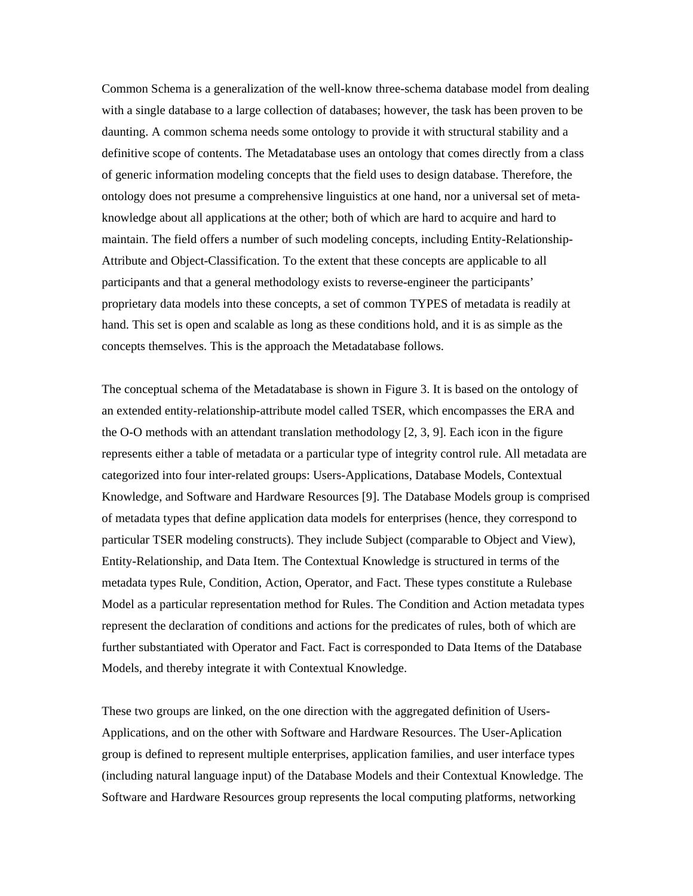Common Schema is a generalization of the well-know three-schema database model from dealing with a single database to a large collection of databases; however, the task has been proven to be daunting. A common schema needs some ontology to provide it with structural stability and a definitive scope of contents. The Metadatabase uses an ontology that comes directly from a class of generic information modeling concepts that the field uses to design database. Therefore, the ontology does not presume a comprehensive linguistics at one hand, nor a universal set of meta-knowledge about all applications at the other; both of which are hard to acquire and hard to maintain. The field offers a number of such modeling concepts, including Entity-Relationship-Attribute and Object-Classification. To the extent that these concepts are applicable to all participants and that a general methodology exists to reverse-engineer the participants' proprietary data models into these concepts, a set of common TYPES of metadata is readily at hand. This set is open and scalable as long as these conditions hold, and it is as simple as the concepts themselves. This is the approach the Metadatabase follows.

The conceptual schema of the Metadatabase is shown in Figure 3. It is based on the ontology of an extended entity-relationship-attribute model called TSER, which encompasses the ERA and the O-O methods with an attendant translation methodology [2, 3, 9]. Each icon in the figure represents either a table of metadata or a particular type of integrity control rule. All metadata are categorized into four inter-related groups: Users-Applications, Database Models, Contextual Knowledge, and Software and Hardware Resources [9]. The Database Models group is comprised of metadata types that define application data models for enterprises (hence, they correspond to particular TSER modeling constructs). They include Subject (comparable to Object and View), Entity-Relationship, and Data Item. The Contextual Knowledge is structured in terms of the metadata types Rule, Condition, Action, Operator, and Fact. These types constitute a Rulebase Model as a particular representation method for Rules. The Condition and Action metadata types represent the declaration of conditions and actions for the predicates of rules, both of which are further substantiated with Operator and Fact. Fact is corresponded to Data Items of the Database Models, and thereby integrate it with Contextual Knowledge.

These two groups are linked, on the one direction with the aggregated definition of Users-Applications, and on the other with Software and Hardware Resources. The User-Aplication group is defined to represent multiple enterprises, application families, and user interface types (including natural language input) of the Database Models and their Contextual Knowledge. The Software and Hardware Resources group represents the local computing platforms, networking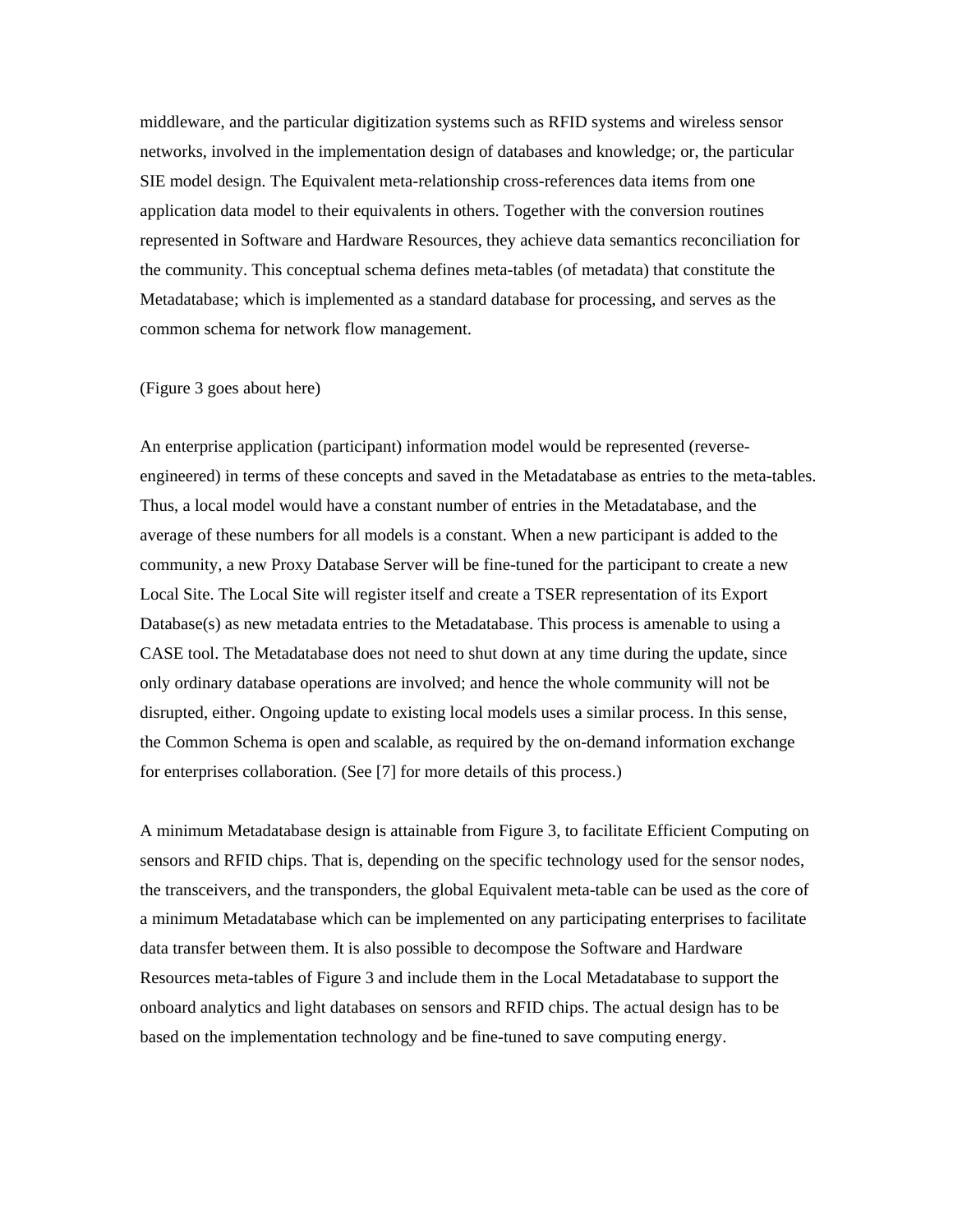middleware, and the particular digitization systems such as RFID systems and wireless sensor networks, involved in the implementation design of databases and knowledge; or, the particular SIE model design. The Equivalent meta-relationship cross-references data items from one application data model to their equivalents in others. Together with the conversion routines represented in Software and Hardware Resources, they achieve data semantics reconciliation for the community. This conceptual schema defines meta-tables (of metadata) that constitute the Metadatabase; which is implemented as a standard database for processing, and serves as the common schema for network flow management.

(Figure 3 goes about here)

An enterprise application (participant) information model would be represented (reverse-engineered) in terms of these concepts and saved in the Metadatabase as entries to the meta-tables. Thus, a local model would have a constant number of entries in the Metadatabase, and the average of these numbers for all models is a constant. When a new participant is added to the community, a new Proxy Database Server will be fine-tuned for the participant to create a new Local Site. The Local Site will register itself and create a TSER representation of its Export Database(s) as new metadata entries to the Metadatabase. This process is amenable to using a CASE tool. The Metadatabase does not need to shut down at any time during the update, since only ordinary database operations are involved; and hence the whole community will not be disrupted, either. Ongoing update to existing local models uses a similar process. In this sense, the Common Schema is open and scalable, as required by the on-demand information exchange for enterprises collaboration. (See [7] for more details of this process.)

A minimum Metadatabase design is attainable from Figure 3, to facilitate Efficient Computing on sensors and RFID chips. That is, depending on the specific technology used for the sensor nodes, the transceivers, and the transponders, the global Equivalent meta-table can be used as the core of a minimum Metadatabase which can be implemented on any participating enterprises to facilitate data transfer between them. It is also possible to decompose the Software and Hardware Resources meta-tables of Figure 3 and include them in the Local Metadatabase to support the onboard analytics and light databases on sensors and RFID chips. The actual design has to be based on the implementation technology and be fine-tuned to save computing energy.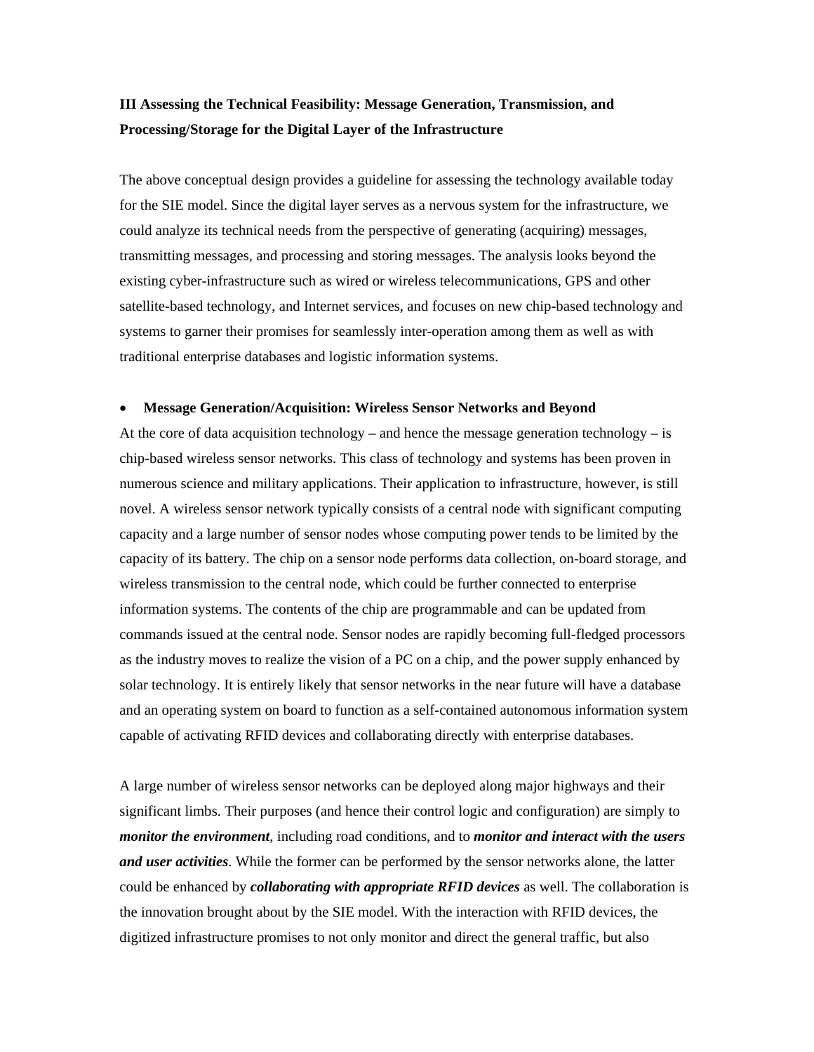## III Assessing the Technical Feasibility: Message Generation, Transmission, and Processing/Storage for the Digital Layer of the Infrastructure

The above conceptual design provides a guideline for assessing the technology available today for the SIE model. Since the digital layer serves as a nervous system for the infrastructure, we could analyze its technical needs from the perspective of generating (acquiring) messages, transmitting messages, and processing and storing messages. The analysis looks beyond the existing cyber-infrastructure such as wired or wireless telecommunications, GPS and other satellite-based technology, and Internet services, and focuses on new chip-based technology and systems to garner their promises for seamlessly inter-operation among them as well as with traditional enterprise databases and logistic information systems.

- **Message Generation/Acquisition: Wireless Sensor Networks and Beyond**

At the core of data acquisition technology – and hence the message generation technology – is chip-based wireless sensor networks. This class of technology and systems has been proven in numerous science and military applications. Their application to infrastructure, however, is still novel. A wireless sensor network typically consists of a central node with significant computing capacity and a large number of sensor nodes whose computing power tends to be limited by the capacity of its battery. The chip on a sensor node performs data collection, on-board storage, and wireless transmission to the central node, which could be further connected to enterprise information systems. The contents of the chip are programmable and can be updated from commands issued at the central node. Sensor nodes are rapidly becoming full-fledged processors as the industry moves to realize the vision of a PC on a chip, and the power supply enhanced by solar technology. It is entirely likely that sensor networks in the near future will have a database and an operating system on board to function as a self-contained autonomous information system capable of activating RFID devices and collaborating directly with enterprise databases.

A large number of wireless sensor networks can be deployed along major highways and their significant limbs. Their purposes (and hence their control logic and configuration) are simply to ***monitor the environment***, including road conditions, and to ***monitor and interact with the users and user activities***. While the former can be performed by the sensor networks alone, the latter could be enhanced by ***collaborating with appropriate RFID devices*** as well. The collaboration is the innovation brought about by the SIE model. With the interaction with RFID devices, the digitized infrastructure promises to not only monitor and direct the general traffic, but also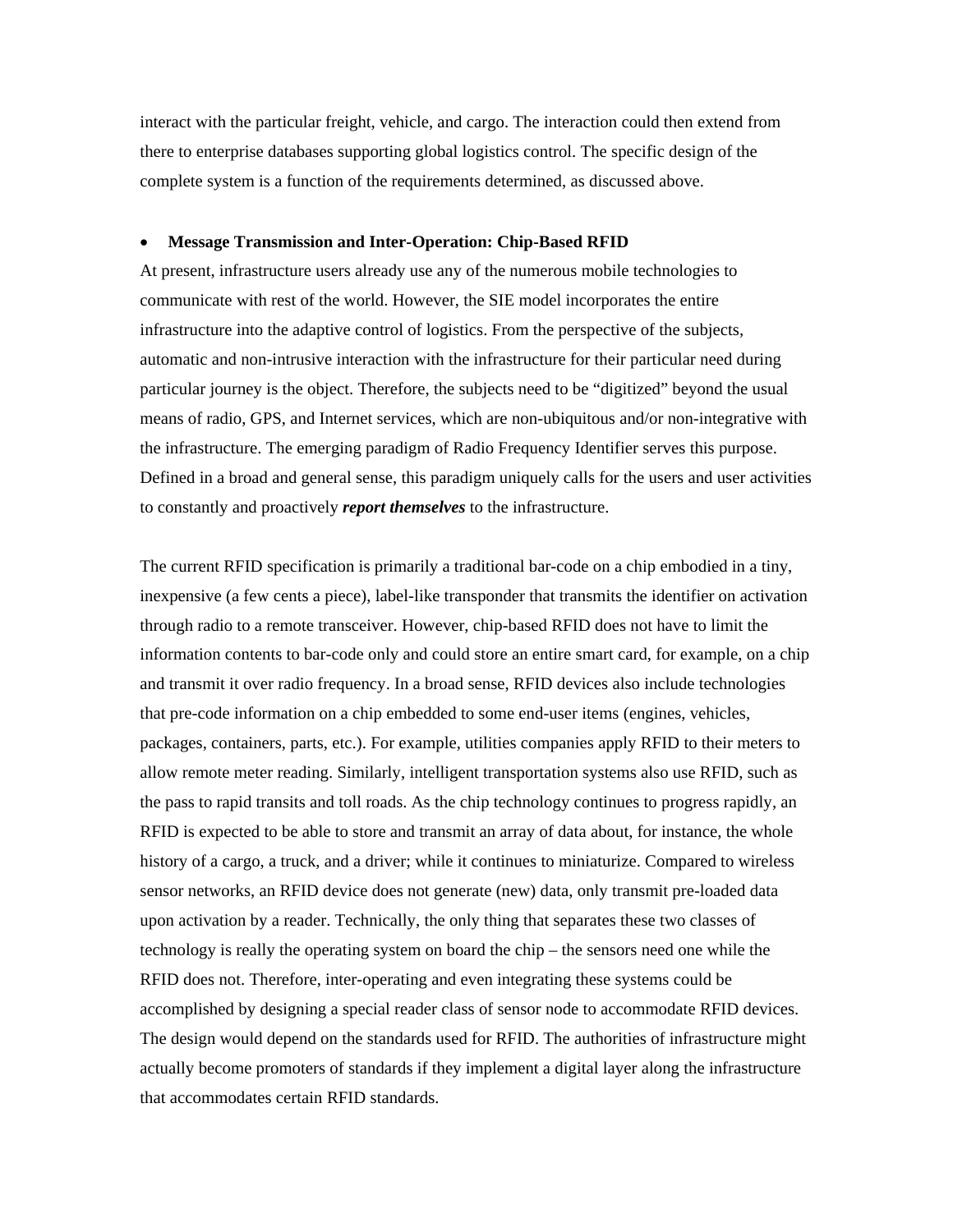interact with the particular freight, vehicle, and cargo. The interaction could then extend from there to enterprise databases supporting global logistics control. The specific design of the complete system is a function of the requirements determined, as discussed above.

- **Message Transmission and Inter-Operation: Chip-Based RFID**

At present, infrastructure users already use any of the numerous mobile technologies to communicate with rest of the world. However, the SIE model incorporates the entire infrastructure into the adaptive control of logistics. From the perspective of the subjects, automatic and non-intrusive interaction with the infrastructure for their particular need during particular journey is the object. Therefore, the subjects need to be "digitized" beyond the usual means of radio, GPS, and Internet services, which are non-ubiquitous and/or non-integrative with the infrastructure. The emerging paradigm of Radio Frequency Identifier serves this purpose. Defined in a broad and general sense, this paradigm uniquely calls for the users and user activities to constantly and proactively ***report themselves*** to the infrastructure.

The current RFID specification is primarily a traditional bar-code on a chip embodied in a tiny, inexpensive (a few cents a piece), label-like transponder that transmits the identifier on activation through radio to a remote transceiver. However, chip-based RFID does not have to limit the information contents to bar-code only and could store an entire smart card, for example, on a chip and transmit it over radio frequency. In a broad sense, RFID devices also include technologies that pre-code information on a chip embedded to some end-user items (engines, vehicles, packages, containers, parts, etc.). For example, utilities companies apply RFID to their meters to allow remote meter reading. Similarly, intelligent transportation systems also use RFID, such as the pass to rapid transits and toll roads. As the chip technology continues to progress rapidly, an RFID is expected to be able to store and transmit an array of data about, for instance, the whole history of a cargo, a truck, and a driver; while it continues to miniaturize. Compared to wireless sensor networks, an RFID device does not generate (new) data, only transmit pre-loaded data upon activation by a reader. Technically, the only thing that separates these two classes of technology is really the operating system on board the chip – the sensors need one while the RFID does not. Therefore, inter-operating and even integrating these systems could be accomplished by designing a special reader class of sensor node to accommodate RFID devices. The design would depend on the standards used for RFID. The authorities of infrastructure might actually become promoters of standards if they implement a digital layer along the infrastructure that accommodates certain RFID standards.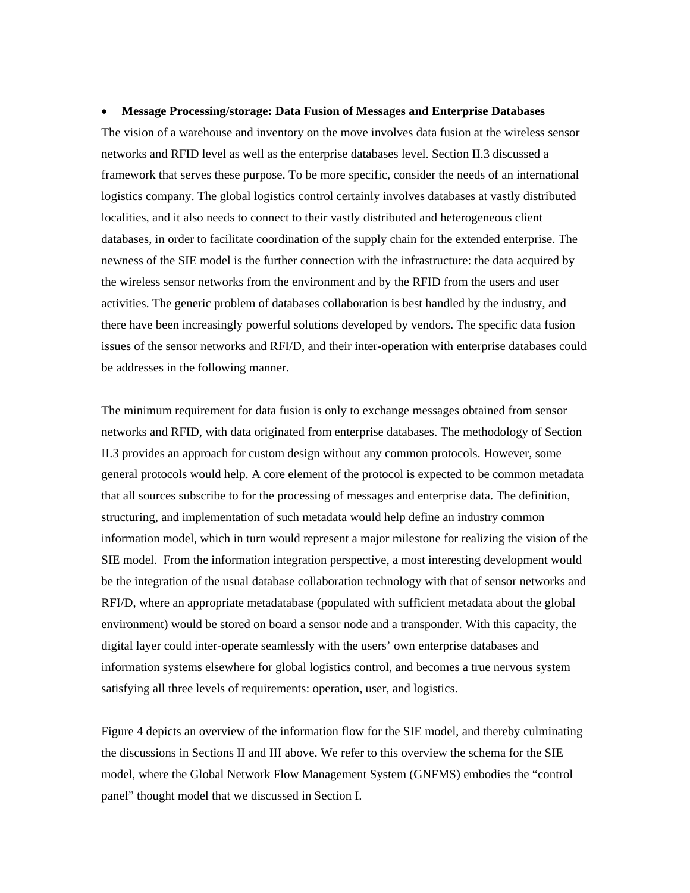- **Message Processing/storage: Data Fusion of Messages and Enterprise Databases**

The vision of a warehouse and inventory on the move involves data fusion at the wireless sensor networks and RFID level as well as the enterprise databases level. Section II.3 discussed a framework that serves these purpose. To be more specific, consider the needs of an international logistics company. The global logistics control certainly involves databases at vastly distributed localities, and it also needs to connect to their vastly distributed and heterogeneous client databases, in order to facilitate coordination of the supply chain for the extended enterprise. The newness of the SIE model is the further connection with the infrastructure: the data acquired by the wireless sensor networks from the environment and by the RFID from the users and user activities. The generic problem of databases collaboration is best handled by the industry, and there have been increasingly powerful solutions developed by vendors. The specific data fusion issues of the sensor networks and RFI/D, and their inter-operation with enterprise databases could be addresses in the following manner.

The minimum requirement for data fusion is only to exchange messages obtained from sensor networks and RFID, with data originated from enterprise databases. The methodology of Section II.3 provides an approach for custom design without any common protocols. However, some general protocols would help. A core element of the protocol is expected to be common metadata that all sources subscribe to for the processing of messages and enterprise data. The definition, structuring, and implementation of such metadata would help define an industry common information model, which in turn would represent a major milestone for realizing the vision of the SIE model. From the information integration perspective, a most interesting development would be the integration of the usual database collaboration technology with that of sensor networks and RFI/D, where an appropriate metadatabase (populated with sufficient metadata about the global environment) would be stored on board a sensor node and a transponder. With this capacity, the digital layer could inter-operate seamlessly with the users' own enterprise databases and information systems elsewhere for global logistics control, and becomes a true nervous system satisfying all three levels of requirements: operation, user, and logistics.

Figure 4 depicts an overview of the information flow for the SIE model, and thereby culminating the discussions in Sections II and III above. We refer to this overview the schema for the SIE model, where the Global Network Flow Management System (GNFMS) embodies the "control panel" thought model that we discussed in Section I.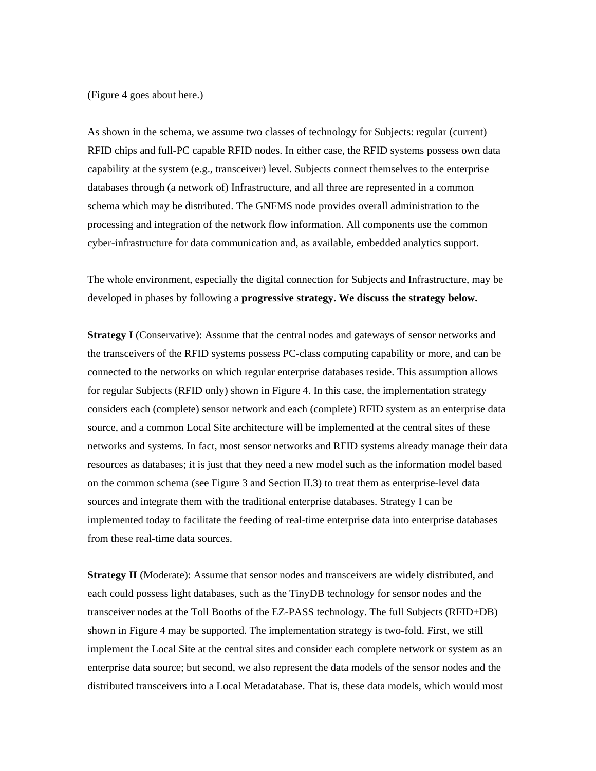(Figure 4 goes about here.)

As shown in the schema, we assume two classes of technology for Subjects: regular (current) RFID chips and full-PC capable RFID nodes. In either case, the RFID systems possess own data capability at the system (e.g., transceiver) level. Subjects connect themselves to the enterprise databases through (a network of) Infrastructure, and all three are represented in a common schema which may be distributed. The GNFMS node provides overall administration to the processing and integration of the network flow information. All components use the common cyber-infrastructure for data communication and, as available, embedded analytics support.

The whole environment, especially the digital connection for Subjects and Infrastructure, may be developed in phases by following a **progressive strategy. We discuss the strategy below.**

**Strategy I** (Conservative): Assume that the central nodes and gateways of sensor networks and the transceivers of the RFID systems possess PC-class computing capability or more, and can be connected to the networks on which regular enterprise databases reside. This assumption allows for regular Subjects (RFID only) shown in Figure 4. In this case, the implementation strategy considers each (complete) sensor network and each (complete) RFID system as an enterprise data source, and a common Local Site architecture will be implemented at the central sites of these networks and systems. In fact, most sensor networks and RFID systems already manage their data resources as databases; it is just that they need a new model such as the information model based on the common schema (see Figure 3 and Section II.3) to treat them as enterprise-level data sources and integrate them with the traditional enterprise databases. Strategy I can be implemented today to facilitate the feeding of real-time enterprise data into enterprise databases from these real-time data sources.

**Strategy II** (Moderate): Assume that sensor nodes and transceivers are widely distributed, and each could possess light databases, such as the TinyDB technology for sensor nodes and the transceiver nodes at the Toll Booths of the EZ-PASS technology. The full Subjects (RFID+DB) shown in Figure 4 may be supported. The implementation strategy is two-fold. First, we still implement the Local Site at the central sites and consider each complete network or system as an enterprise data source; but second, we also represent the data models of the sensor nodes and the distributed transceivers into a Local Metadatabase. That is, these data models, which would most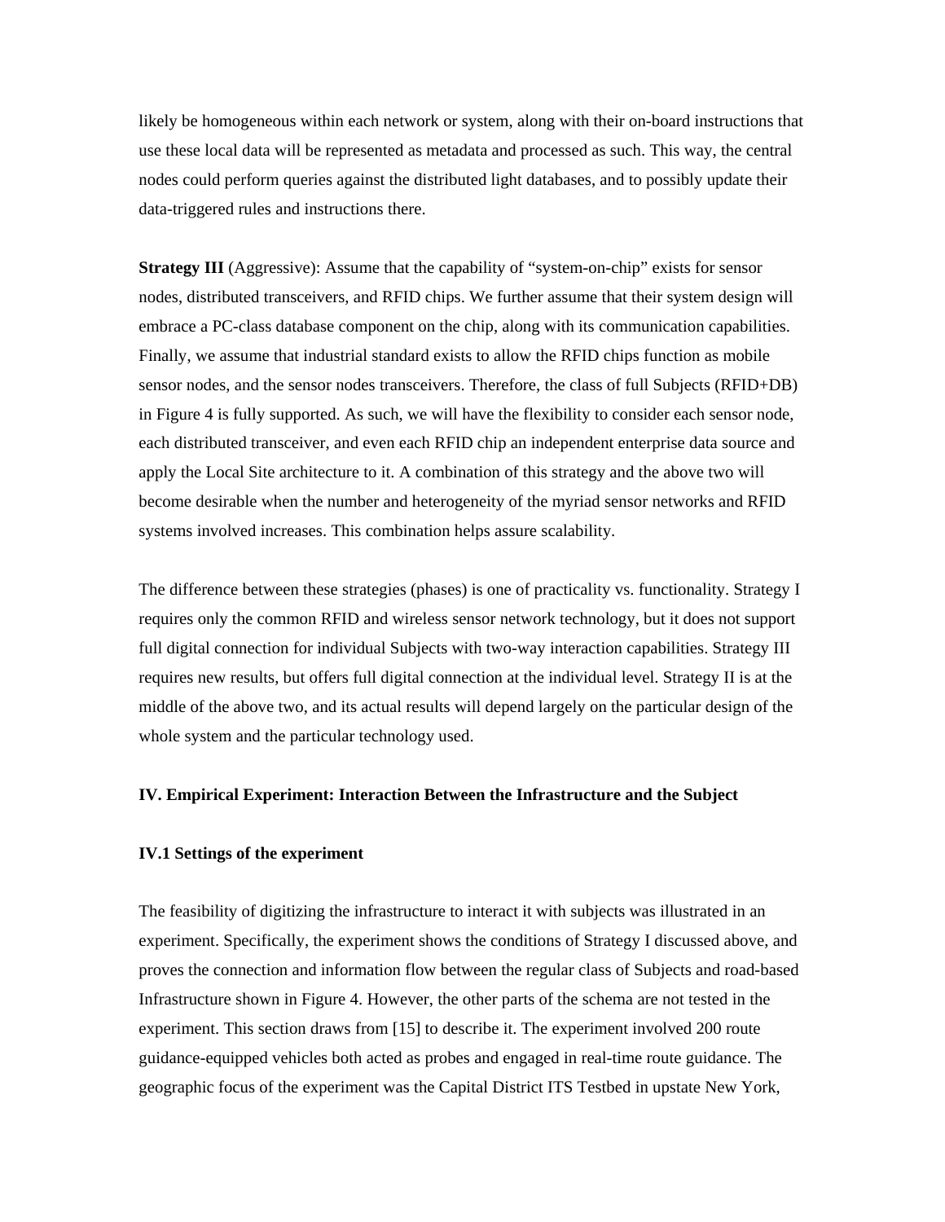likely be homogeneous within each network or system, along with their on-board instructions that use these local data will be represented as metadata and processed as such. This way, the central nodes could perform queries against the distributed light databases, and to possibly update their data-triggered rules and instructions there.

**Strategy III** (Aggressive): Assume that the capability of "system-on-chip" exists for sensor nodes, distributed transceivers, and RFID chips. We further assume that their system design will embrace a PC-class database component on the chip, along with its communication capabilities. Finally, we assume that industrial standard exists to allow the RFID chips function as mobile sensor nodes, and the sensor nodes transceivers. Therefore, the class of full Subjects (RFID+DB) in Figure 4 is fully supported. As such, we will have the flexibility to consider each sensor node, each distributed transceiver, and even each RFID chip an independent enterprise data source and apply the Local Site architecture to it. A combination of this strategy and the above two will become desirable when the number and heterogeneity of the myriad sensor networks and RFID systems involved increases. This combination helps assure scalability.

The difference between these strategies (phases) is one of practicality vs. functionality. Strategy I requires only the common RFID and wireless sensor network technology, but it does not support full digital connection for individual Subjects with two-way interaction capabilities. Strategy III requires new results, but offers full digital connection at the individual level. Strategy II is at the middle of the above two, and its actual results will depend largely on the particular design of the whole system and the particular technology used.

## IV. Empirical Experiment: Interaction Between the Infrastructure and the Subject

### IV.1 Settings of the experiment

The feasibility of digitizing the infrastructure to interact it with subjects was illustrated in an experiment. Specifically, the experiment shows the conditions of Strategy I discussed above, and proves the connection and information flow between the regular class of Subjects and road-based Infrastructure shown in Figure 4. However, the other parts of the schema are not tested in the experiment. This section draws from [15] to describe it. The experiment involved 200 route guidance-equipped vehicles both acted as probes and engaged in real-time route guidance. The geographic focus of the experiment was the Capital District ITS Testbed in upstate New York,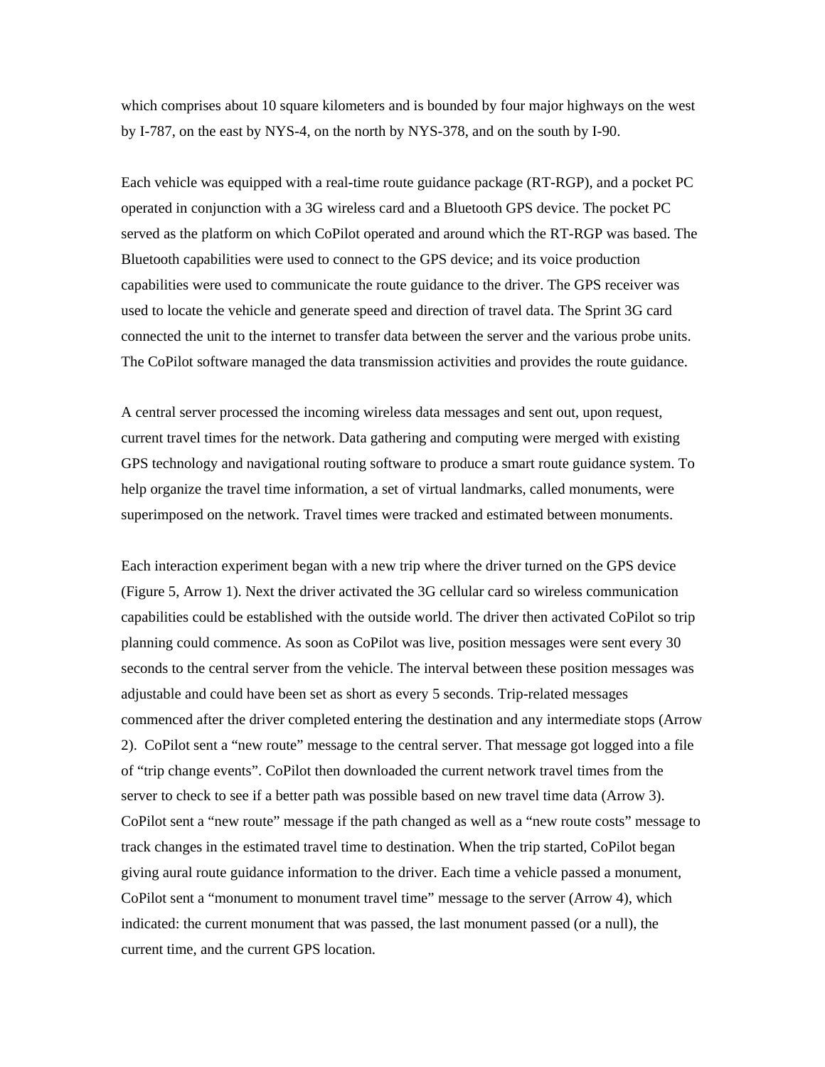which comprises about 10 square kilometers and is bounded by four major highways on the west by I-787, on the east by NYS-4, on the north by NYS-378, and on the south by I-90.

Each vehicle was equipped with a real-time route guidance package (RT-RGP), and a pocket PC operated in conjunction with a 3G wireless card and a Bluetooth GPS device. The pocket PC served as the platform on which CoPilot operated and around which the RT-RGP was based. The Bluetooth capabilities were used to connect to the GPS device; and its voice production capabilities were used to communicate the route guidance to the driver. The GPS receiver was used to locate the vehicle and generate speed and direction of travel data. The Sprint 3G card connected the unit to the internet to transfer data between the server and the various probe units. The CoPilot software managed the data transmission activities and provides the route guidance.

A central server processed the incoming wireless data messages and sent out, upon request, current travel times for the network. Data gathering and computing were merged with existing GPS technology and navigational routing software to produce a smart route guidance system. To help organize the travel time information, a set of virtual landmarks, called monuments, were superimposed on the network. Travel times were tracked and estimated between monuments.

Each interaction experiment began with a new trip where the driver turned on the GPS device (Figure 5, Arrow 1). Next the driver activated the 3G cellular card so wireless communication capabilities could be established with the outside world. The driver then activated CoPilot so trip planning could commence. As soon as CoPilot was live, position messages were sent every 30 seconds to the central server from the vehicle. The interval between these position messages was adjustable and could have been set as short as every 5 seconds. Trip-related messages commenced after the driver completed entering the destination and any intermediate stops (Arrow 2). CoPilot sent a "new route" message to the central server. That message got logged into a file of "trip change events". CoPilot then downloaded the current network travel times from the server to check to see if a better path was possible based on new travel time data (Arrow 3). CoPilot sent a "new route" message if the path changed as well as a "new route costs" message to track changes in the estimated travel time to destination. When the trip started, CoPilot began giving aural route guidance information to the driver. Each time a vehicle passed a monument, CoPilot sent a "monument to monument travel time" message to the server (Arrow 4), which indicated: the current monument that was passed, the last monument passed (or a null), the current time, and the current GPS location.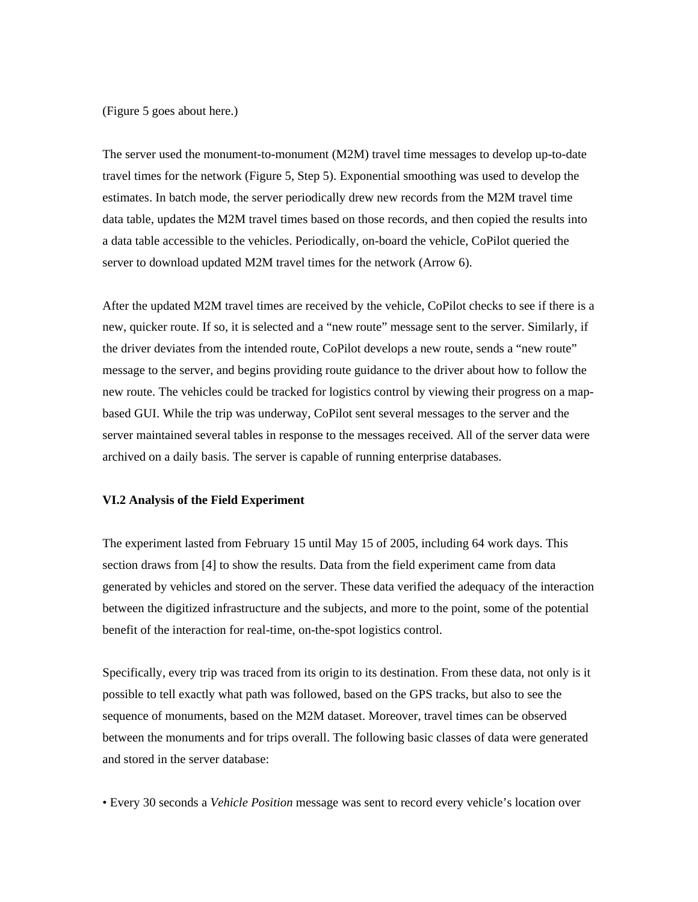(Figure 5 goes about here.)

The server used the monument-to-monument (M2M) travel time messages to develop up-to-date travel times for the network (Figure 5, Step 5). Exponential smoothing was used to develop the estimates. In batch mode, the server periodically drew new records from the M2M travel time data table, updates the M2M travel times based on those records, and then copied the results into a data table accessible to the vehicles. Periodically, on-board the vehicle, CoPilot queried the server to download updated M2M travel times for the network (Arrow 6).

After the updated M2M travel times are received by the vehicle, CoPilot checks to see if there is a new, quicker route. If so, it is selected and a “new route” message sent to the server. Similarly, if the driver deviates from the intended route, CoPilot develops a new route, sends a “new route” message to the server, and begins providing route guidance to the driver about how to follow the new route. The vehicles could be tracked for logistics control by viewing their progress on a map-based GUI. While the trip was underway, CoPilot sent several messages to the server and the server maintained several tables in response to the messages received. All of the server data were archived on a daily basis. The server is capable of running enterprise databases.

**VI.2 Analysis of the Field Experiment**

The experiment lasted from February 15 until May 15 of 2005, including 64 work days. This section draws from [4] to show the results. Data from the field experiment came from data generated by vehicles and stored on the server. These data verified the adequacy of the interaction between the digitized infrastructure and the subjects, and more to the point, some of the potential benefit of the interaction for real-time, on-the-spot logistics control.

Specifically, every trip was traced from its origin to its destination. From these data, not only is it possible to tell exactly what path was followed, based on the GPS tracks, but also to see the sequence of monuments, based on the M2M dataset. Moreover, travel times can be observed between the monuments and for trips overall. The following basic classes of data were generated and stored in the server database:

- Every 30 seconds a *Vehicle Position* message was sent to record every vehicle’s location over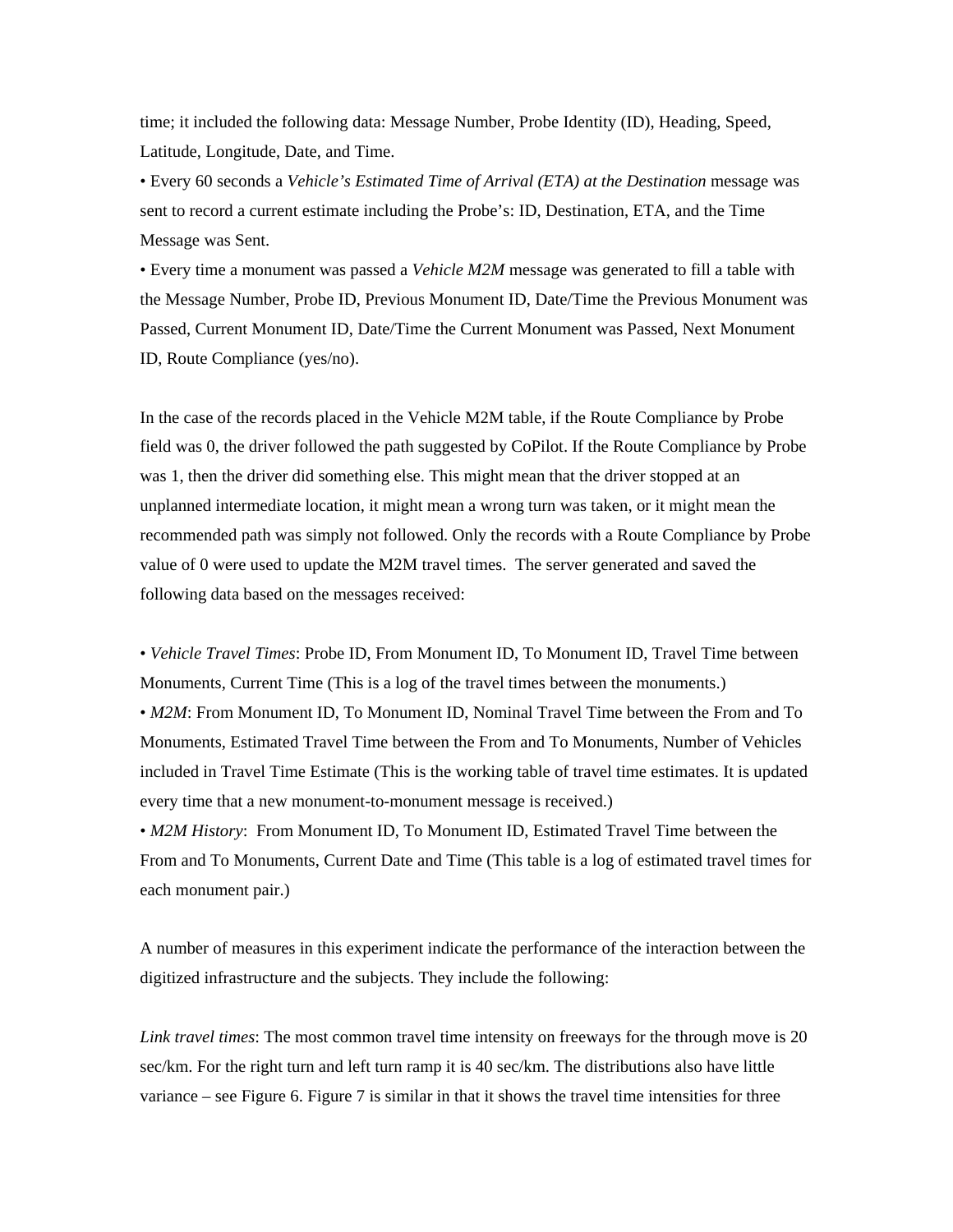time; it included the following data: Message Number, Probe Identity (ID), Heading, Speed, Latitude, Longitude, Date, and Time.

• Every 60 seconds a *Vehicle's Estimated Time of Arrival (ETA) at the Destination* message was sent to record a current estimate including the Probe's: ID, Destination, ETA, and the Time Message was Sent.

• Every time a monument was passed a *Vehicle M2M* message was generated to fill a table with the Message Number, Probe ID, Previous Monument ID, Date/Time the Previous Monument was Passed, Current Monument ID, Date/Time the Current Monument was Passed, Next Monument ID, Route Compliance (yes/no).

In the case of the records placed in the Vehicle M2M table, if the Route Compliance by Probe field was 0, the driver followed the path suggested by CoPilot. If the Route Compliance by Probe was 1, then the driver did something else. This might mean that the driver stopped at an unplanned intermediate location, it might mean a wrong turn was taken, or it might mean the recommended path was simply not followed. Only the records with a Route Compliance by Probe value of 0 were used to update the M2M travel times. The server generated and saved the following data based on the messages received:

• *Vehicle Travel Times*: Probe ID, From Monument ID, To Monument ID, Travel Time between Monuments, Current Time (This is a log of the travel times between the monuments.)

• *M2M*: From Monument ID, To Monument ID, Nominal Travel Time between the From and To Monuments, Estimated Travel Time between the From and To Monuments, Number of Vehicles included in Travel Time Estimate (This is the working table of travel time estimates. It is updated every time that a new monument-to-monument message is received.)

• *M2M History*: From Monument ID, To Monument ID, Estimated Travel Time between the From and To Monuments, Current Date and Time (This table is a log of estimated travel times for each monument pair.)

A number of measures in this experiment indicate the performance of the interaction between the digitized infrastructure and the subjects. They include the following:

*Link travel times*: The most common travel time intensity on freeways for the through move is 20 sec/km. For the right turn and left turn ramp it is 40 sec/km. The distributions also have little variance – see Figure 6. Figure 7 is similar in that it shows the travel time intensities for three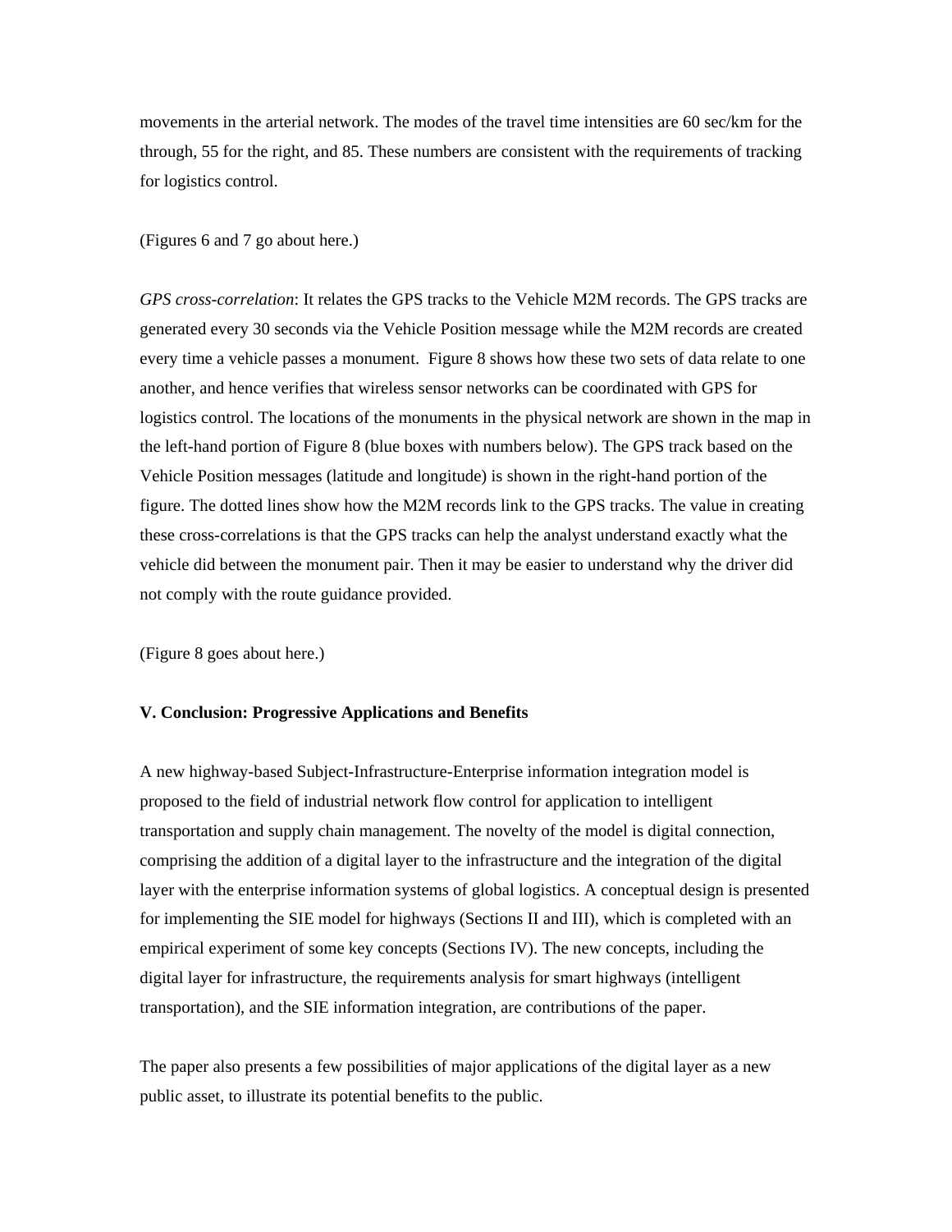movements in the arterial network. The modes of the travel time intensities are 60 sec/km for the through, 55 for the right, and 85. These numbers are consistent with the requirements of tracking for logistics control.

(Figures 6 and 7 go about here.)

*GPS cross-correlation*: It relates the GPS tracks to the Vehicle M2M records. The GPS tracks are generated every 30 seconds via the Vehicle Position message while the M2M records are created every time a vehicle passes a monument. Figure 8 shows how these two sets of data relate to one another, and hence verifies that wireless sensor networks can be coordinated with GPS for logistics control. The locations of the monuments in the physical network are shown in the map in the left-hand portion of Figure 8 (blue boxes with numbers below). The GPS track based on the Vehicle Position messages (latitude and longitude) is shown in the right-hand portion of the figure. The dotted lines show how the M2M records link to the GPS tracks. The value in creating these cross-correlations is that the GPS tracks can help the analyst understand exactly what the vehicle did between the monument pair. Then it may be easier to understand why the driver did not comply with the route guidance provided.

(Figure 8 goes about here.)

**V. Conclusion: Progressive Applications and Benefits**

A new highway-based Subject-Infrastructure-Enterprise information integration model is proposed to the field of industrial network flow control for application to intelligent transportation and supply chain management. The novelty of the model is digital connection, comprising the addition of a digital layer to the infrastructure and the integration of the digital layer with the enterprise information systems of global logistics. A conceptual design is presented for implementing the SIE model for highways (Sections II and III), which is completed with an empirical experiment of some key concepts (Sections IV). The new concepts, including the digital layer for infrastructure, the requirements analysis for smart highways (intelligent transportation), and the SIE information integration, are contributions of the paper.

The paper also presents a few possibilities of major applications of the digital layer as a new public asset, to illustrate its potential benefits to the public.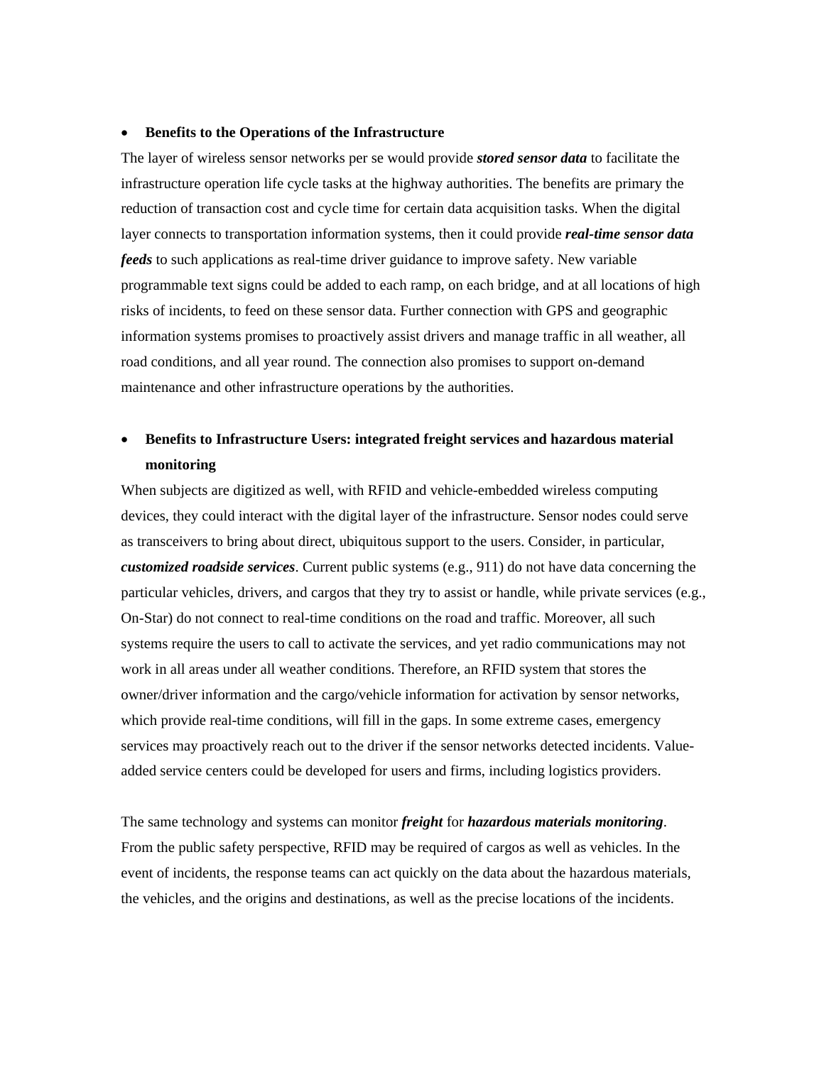- **Benefits to the Operations of the Infrastructure**

The layer of wireless sensor networks per se would provide ***stored sensor data*** to facilitate the infrastructure operation life cycle tasks at the highway authorities. The benefits are primary the reduction of transaction cost and cycle time for certain data acquisition tasks. When the digital layer connects to transportation information systems, then it could provide ***real-time sensor data feeds*** to such applications as real-time driver guidance to improve safety. New variable programmable text signs could be added to each ramp, on each bridge, and at all locations of high risks of incidents, to feed on these sensor data. Further connection with GPS and geographic information systems promises to proactively assist drivers and manage traffic in all weather, all road conditions, and all year round. The connection also promises to support on-demand maintenance and other infrastructure operations by the authorities.

- **Benefits to Infrastructure Users: integrated freight services and hazardous material monitoring**

When subjects are digitized as well, with RFID and vehicle-embedded wireless computing devices, they could interact with the digital layer of the infrastructure. Sensor nodes could serve as transceivers to bring about direct, ubiquitous support to the users. Consider, in particular, ***customized roadside services***. Current public systems (e.g., 911) do not have data concerning the particular vehicles, drivers, and cargos that they try to assist or handle, while private services (e.g., On-Star) do not connect to real-time conditions on the road and traffic. Moreover, all such systems require the users to call to activate the services, and yet radio communications may not work in all areas under all weather conditions. Therefore, an RFID system that stores the owner/driver information and the cargo/vehicle information for activation by sensor networks, which provide real-time conditions, will fill in the gaps. In some extreme cases, emergency services may proactively reach out to the driver if the sensor networks detected incidents. Value-added service centers could be developed for users and firms, including logistics providers.

The same technology and systems can monitor ***freight*** for ***hazardous materials monitoring***. From the public safety perspective, RFID may be required of cargos as well as vehicles. In the event of incidents, the response teams can act quickly on the data about the hazardous materials, the vehicles, and the origins and destinations, as well as the precise locations of the incidents.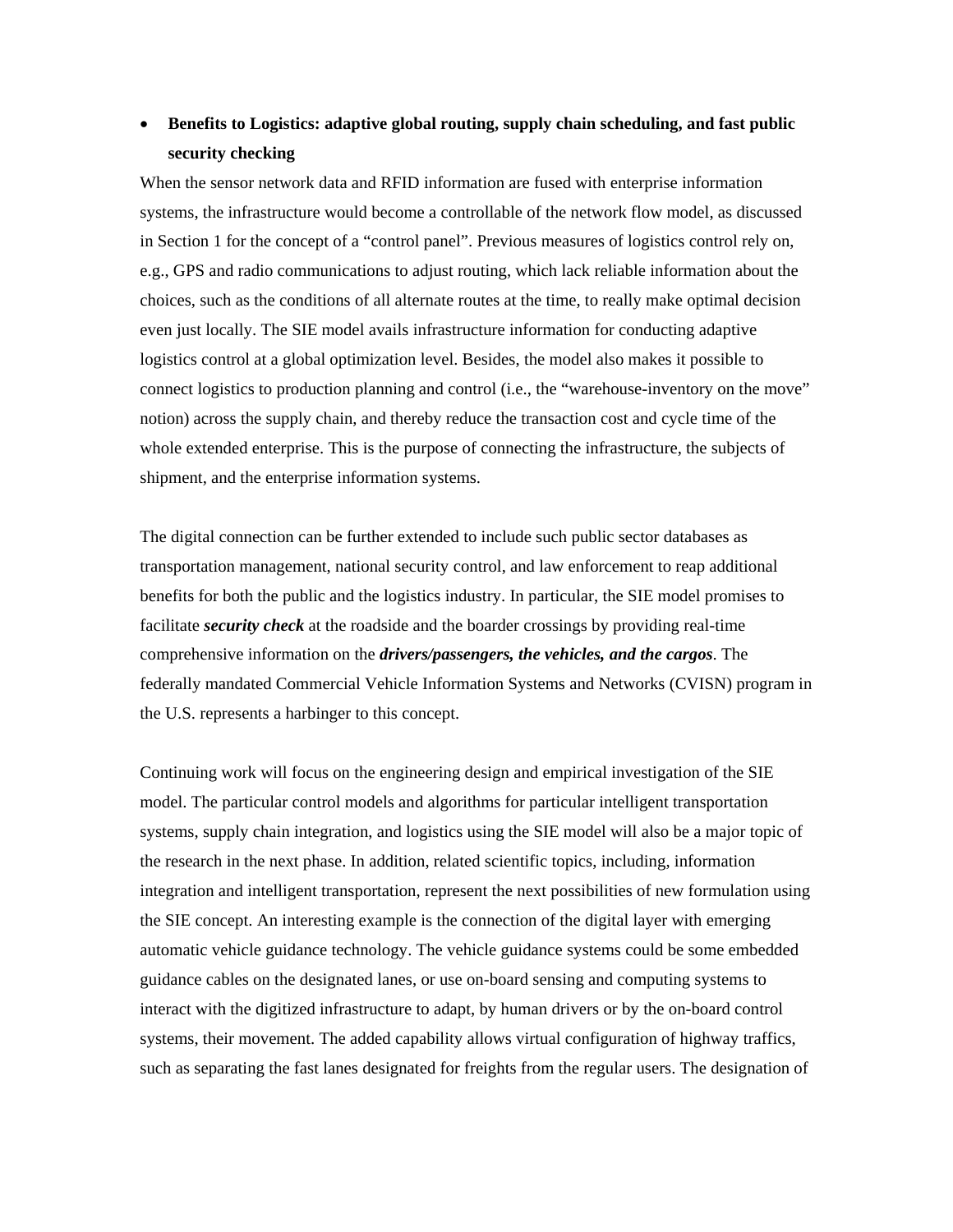- **Benefits to Logistics: adaptive global routing, supply chain scheduling, and fast public security checking**

When the sensor network data and RFID information are fused with enterprise information systems, the infrastructure would become a controllable of the network flow model, as discussed in Section 1 for the concept of a "control panel". Previous measures of logistics control rely on, e.g., GPS and radio communications to adjust routing, which lack reliable information about the choices, such as the conditions of all alternate routes at the time, to really make optimal decision even just locally. The SIE model avails infrastructure information for conducting adaptive logistics control at a global optimization level. Besides, the model also makes it possible to connect logistics to production planning and control (i.e., the "warehouse-inventory on the move" notion) across the supply chain, and thereby reduce the transaction cost and cycle time of the whole extended enterprise. This is the purpose of connecting the infrastructure, the subjects of shipment, and the enterprise information systems.

The digital connection can be further extended to include such public sector databases as transportation management, national security control, and law enforcement to reap additional benefits for both the public and the logistics industry. In particular, the SIE model promises to facilitate ***security check*** at the roadside and the boarder crossings by providing real-time comprehensive information on the ***drivers/passengers, the vehicles, and the cargos***. The federally mandated Commercial Vehicle Information Systems and Networks (CVISN) program in the U.S. represents a harbinger to this concept.

Continuing work will focus on the engineering design and empirical investigation of the SIE model. The particular control models and algorithms for particular intelligent transportation systems, supply chain integration, and logistics using the SIE model will also be a major topic of the research in the next phase. In addition, related scientific topics, including, information integration and intelligent transportation, represent the next possibilities of new formulation using the SIE concept. An interesting example is the connection of the digital layer with emerging automatic vehicle guidance technology. The vehicle guidance systems could be some embedded guidance cables on the designated lanes, or use on-board sensing and computing systems to interact with the digitized infrastructure to adapt, by human drivers or by the on-board control systems, their movement. The added capability allows virtual configuration of highway traffics, such as separating the fast lanes designated for freights from the regular users. The designation of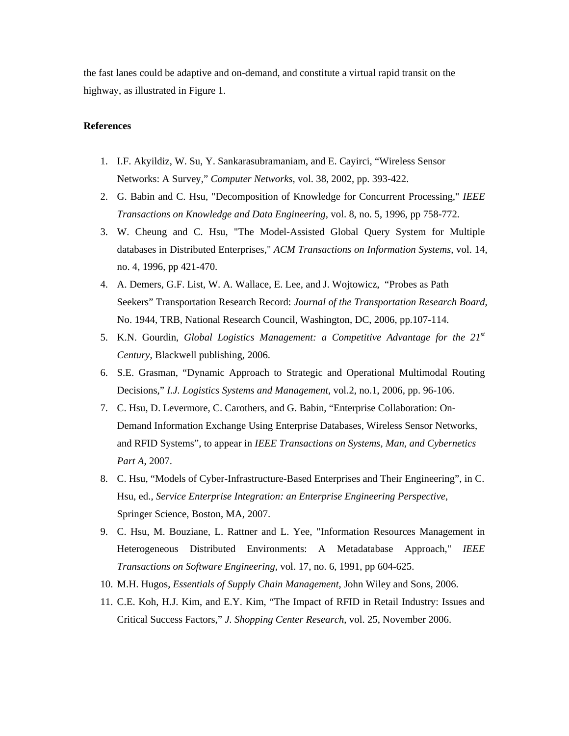the fast lanes could be adaptive and on-demand, and constitute a virtual rapid transit on the highway, as illustrated in Figure 1.

## References

1. I.F. Akyildiz, W. Su, Y. Sankarasubramaniam, and E. Cayirci, "Wireless Sensor Networks: A Survey," *Computer Networks*, vol. 38, 2002, pp. 393-422.
2. G. Babin and C. Hsu, "Decomposition of Knowledge for Concurrent Processing," *IEEE Transactions on Knowledge and Data Engineering,* vol. 8, no. 5, 1996, pp 758-772.
3. W. Cheung and C. Hsu, "The Model-Assisted Global Query System for Multiple databases in Distributed Enterprises," *ACM Transactions on Information Systems,* vol. 14, no. 4, 1996, pp 421-470.
4. A. Demers, G.F. List, W. A. Wallace, E. Lee, and J. Wojtowicz, "Probes as Path Seekers" Transportation Research Record: *Journal of the Transportation Research Board*, No. 1944, TRB, National Research Council, Washington, DC, 2006, pp.107-114.
5. K.N. Gourdin, *Global Logistics Management: a Competitive Advantage for the 21st Century*, Blackwell publishing, 2006.
6. S.E. Grasman, "Dynamic Approach to Strategic and Operational Multimodal Routing Decisions," *I.J. Logistics Systems and Management*, vol.2, no.1, 2006, pp. 96-106.
7. C. Hsu, D. Levermore, C. Carothers, and G. Babin, "Enterprise Collaboration: On-Demand Information Exchange Using Enterprise Databases, Wireless Sensor Networks, and RFID Systems", to appear in *IEEE Transactions on Systems, Man, and Cybernetics Part A*, 2007.
8. C. Hsu, "Models of Cyber-Infrastructure-Based Enterprises and Their Engineering", in C. Hsu, ed., *Service Enterprise Integration: an Enterprise Engineering Perspective*, Springer Science, Boston, MA, 2007.
9. C. Hsu, M. Bouziane, L. Rattner and L. Yee, "Information Resources Management in Heterogeneous Distributed Environments: A Metadatabase Approach," *IEEE Transactions on Software Engineering,* vol. 17, no. 6, 1991, pp 604-625.
10. M.H. Hugos, *Essentials of Supply Chain Management*, John Wiley and Sons, 2006.
11. C.E. Koh, H.J. Kim, and E.Y. Kim, "The Impact of RFID in Retail Industry: Issues and Critical Success Factors," *J. Shopping Center Research*, vol. 25, November 2006.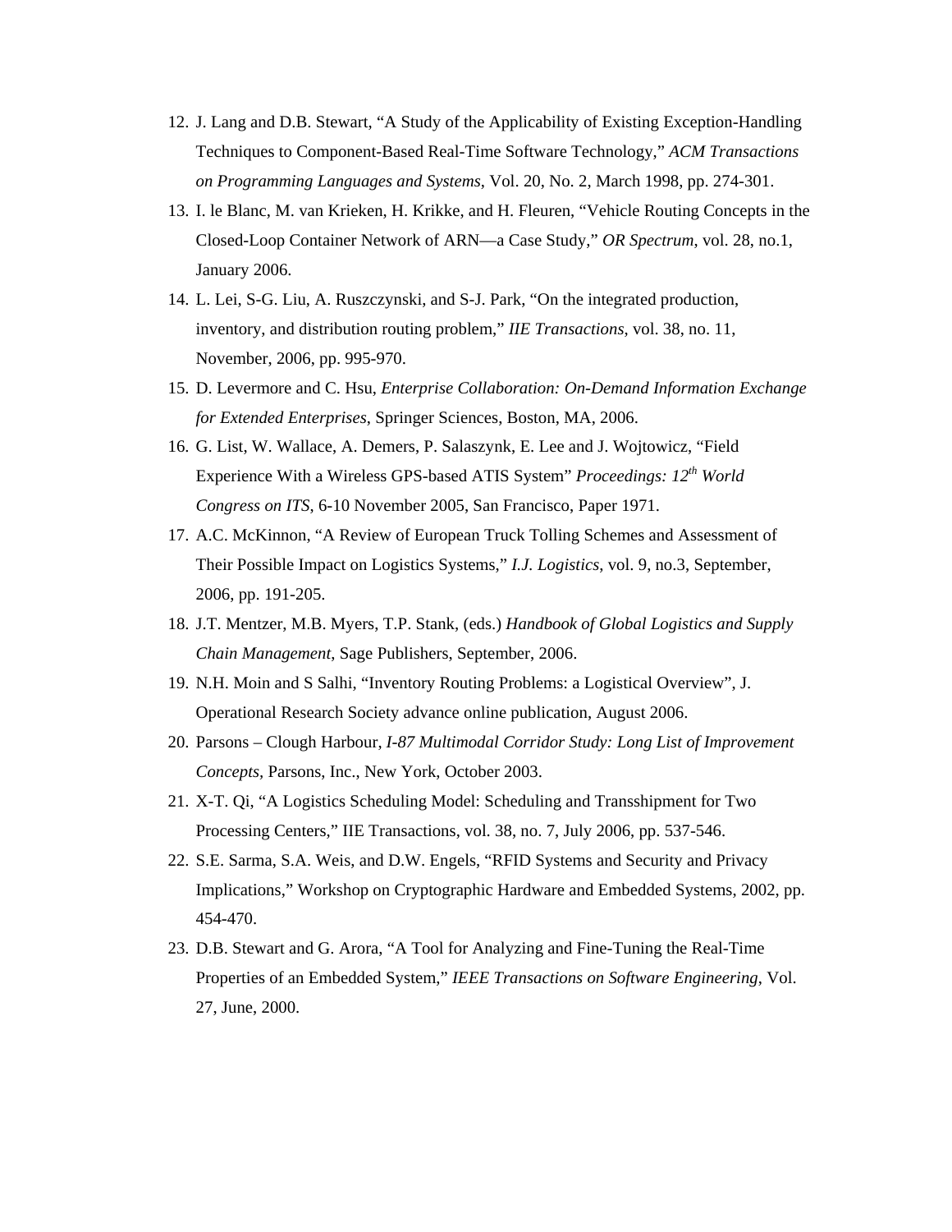12. J. Lang and D.B. Stewart, "A Study of the Applicability of Existing Exception-Handling Techniques to Component-Based Real-Time Software Technology," *ACM Transactions on Programming Languages and Systems*, Vol. 20, No. 2, March 1998, pp. 274-301.
13. I. le Blanc, M. van Krieken, H. Krikke, and H. Fleuren, "Vehicle Routing Concepts in the Closed-Loop Container Network of ARN—a Case Study," *OR Spectrum*, vol. 28, no.1, January 2006.
14. L. Lei, S-G. Liu, A. Ruszczynski, and S-J. Park, "On the integrated production, inventory, and distribution routing problem," *IIE Transactions*, vol. 38, no. 11, November, 2006, pp. 995-970.
15. D. Levermore and C. Hsu, *Enterprise Collaboration: On-Demand Information Exchange for Extended Enterprises*, Springer Sciences, Boston, MA, 2006.
16. G. List, W. Wallace, A. Demers, P. Salaszynk, E. Lee and J. Wojtowicz, "Field Experience With a Wireless GPS-based ATIS System" *Proceedings: 12th World Congress on ITS*, 6-10 November 2005, San Francisco, Paper 1971.
17. A.C. McKinnon, "A Review of European Truck Tolling Schemes and Assessment of Their Possible Impact on Logistics Systems," *I.J. Logistics*, vol. 9, no.3, September, 2006, pp. 191-205.
18. J.T. Mentzer, M.B. Myers, T.P. Stank, (eds.) *Handbook of Global Logistics and Supply Chain Management*, Sage Publishers, September, 2006.
19. N.H. Moin and S Salhi, "Inventory Routing Problems: a Logistical Overview", J. Operational Research Society advance online publication, August 2006.
20. Parsons – Clough Harbour, *I-87 Multimodal Corridor Study: Long List of Improvement Concepts*, Parsons, Inc., New York, October 2003.
21. X-T. Qi, "A Logistics Scheduling Model: Scheduling and Transshipment for Two Processing Centers," IIE Transactions, vol. 38, no. 7, July 2006, pp. 537-546.
22. S.E. Sarma, S.A. Weis, and D.W. Engels, "RFID Systems and Security and Privacy Implications," Workshop on Cryptographic Hardware and Embedded Systems, 2002, pp. 454-470.
23. D.B. Stewart and G. Arora, "A Tool for Analyzing and Fine-Tuning the Real-Time Properties of an Embedded System," *IEEE Transactions on Software Engineering*, Vol. 27, June, 2000.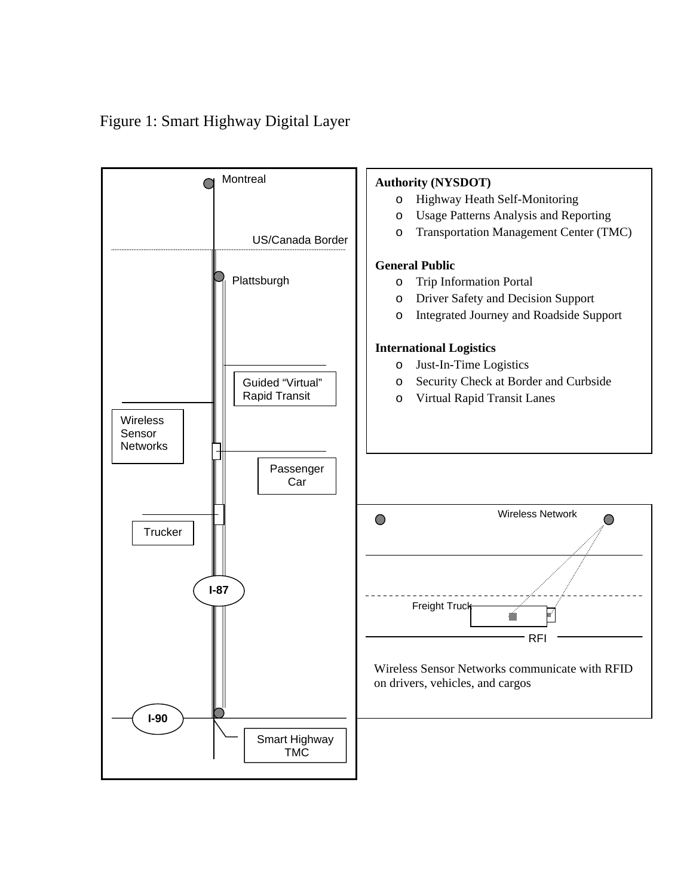Figure 1: Smart Highway Digital Layer

Montreal

US/Canada Border

Plattsburgh

Guided "Virtual" Rapid Transit

Wireless Sensor Networks

Passenger Car

Trucker

I-87

I-90

Smart Highway TMC

**Authority (NYSDOT)**

- Highway Heath Self-Monitoring
- Usage Patterns Analysis and Reporting
- Transportation Management Center (TMC)

**General Public**

- Trip Information Portal
- Driver Safety and Decision Support
- Integrated Journey and Roadside Support

**International Logistics**

- Just-In-Time Logistics
- Security Check at Border and Curbside
- Virtual Rapid Transit Lanes

Wireless Network

Freight Truck

RFI

Wireless Sensor Networks communicate with RFID on drivers, vehicles, and cargos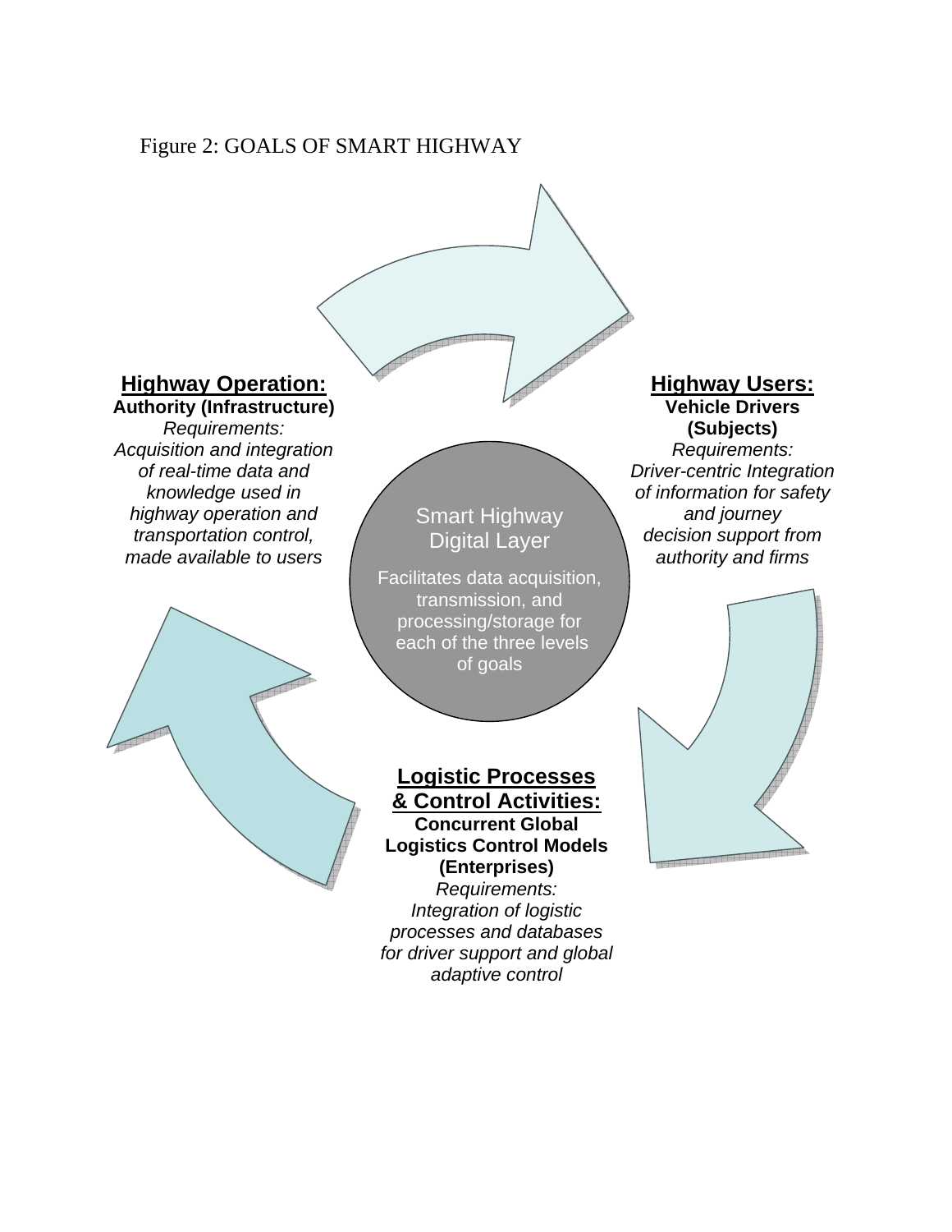Figure 2: GOALS OF SMART HIGHWAY

**Highway Operation:**
**Authority (Infrastructure)**
*Requirements:*
*Acquisition and integration of real-time data and knowledge used in highway operation and transportation control, made available to users*

**Highway Users:**
**Vehicle Drivers (Subjects)**
*Requirements:*
*Driver-centric Integration of information for safety and journey decision support from authority and firms*

Smart Highway Digital Layer

Facilitates data acquisition, transmission, and processing/storage for each of the three levels of goals

**Logistic Processes & Control Activities:**
**Concurrent Global Logistics Control Models (Enterprises)**
*Requirements:*
*Integration of logistic processes and databases for driver support and global adaptive control*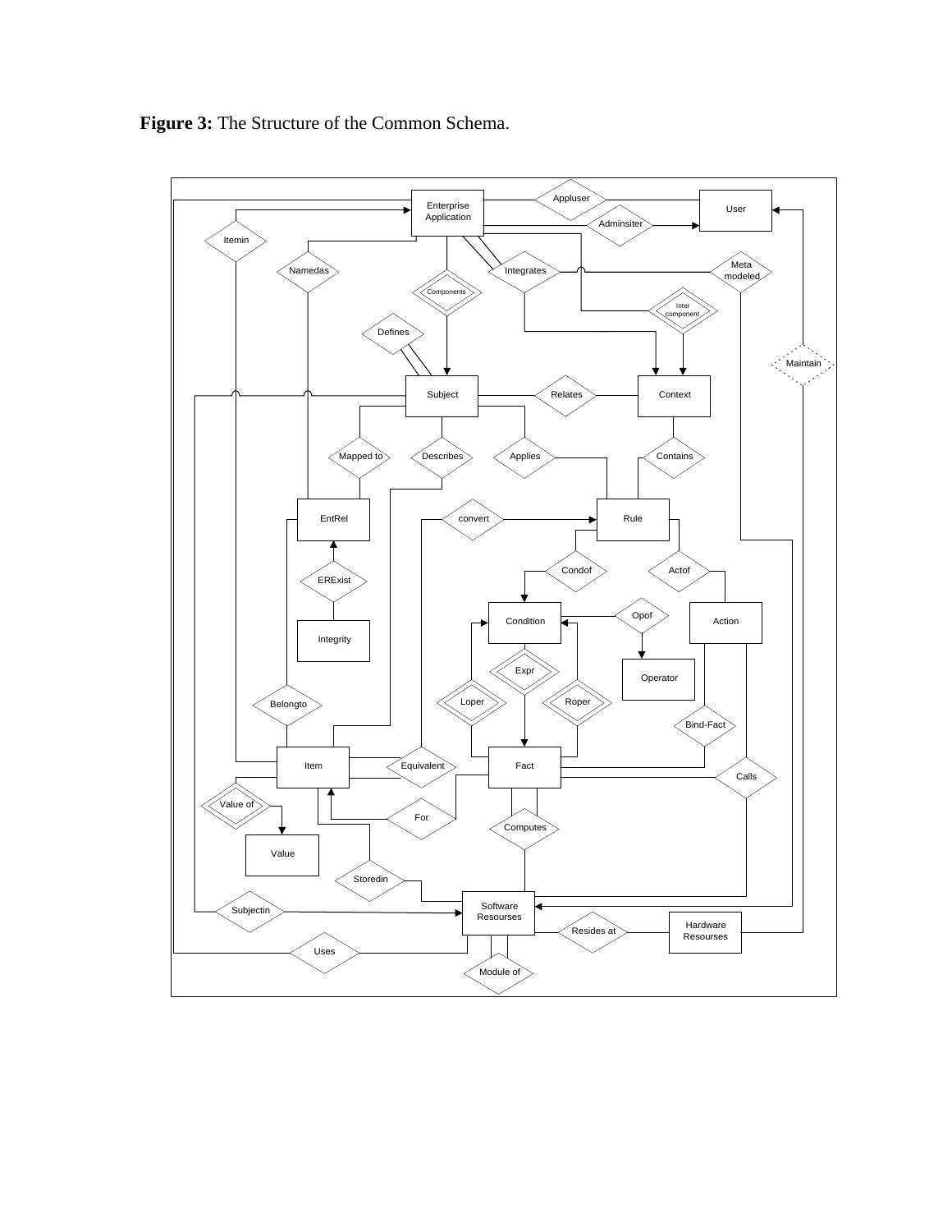**Figure 3:** The Structure of the Common Schema.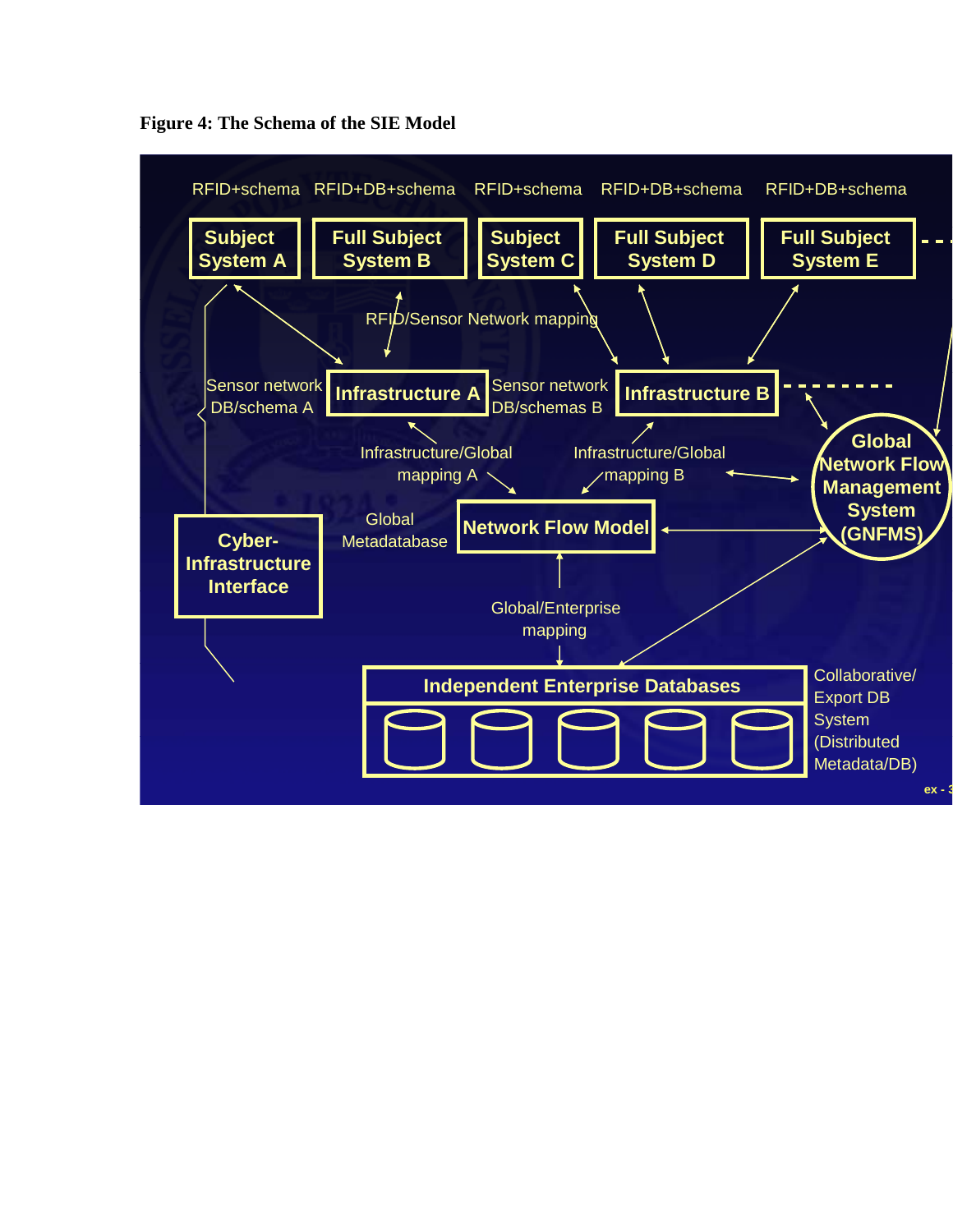**Figure 4: The Schema of the SIE Model**

RFID+schema RFID+DB+schema RFID+schema RFID+DB+schema RFID+DB+schema

Subject System A

Full Subject System B

Subject System C

Full Subject System D

Full Subject System E

RFID/Sensor Network mapping

Sensor network DB/schema A

Infrastructure A

Sensor network DB/schemas B

Infrastructure B

Global Network Flow Management System (GNFMS)

Infrastructure/Global mapping A

Infrastructure/Global mapping B

Cyber-Infrastructure Interface

Global Metadatabase

Network Flow Model

Global/Enterprise mapping

Independent Enterprise Databases

Collaborative/ Export DB System (Distributed Metadata/DB)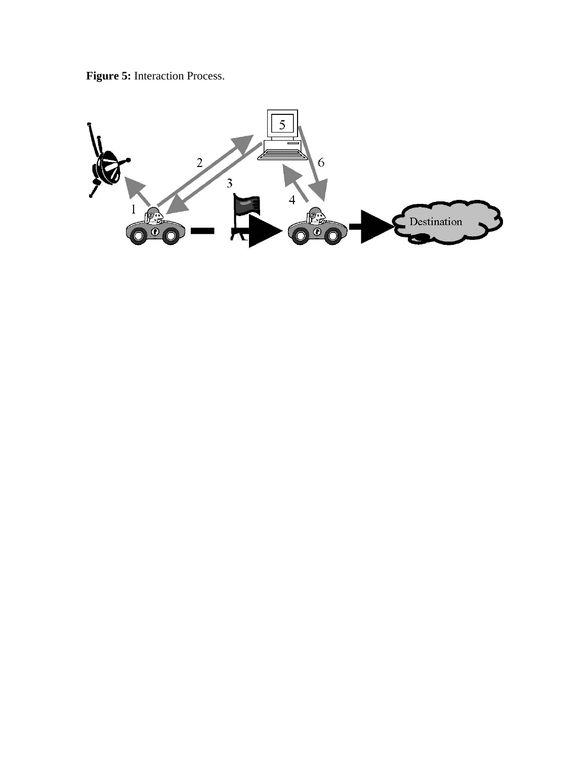**Figure 5:** Interaction Process.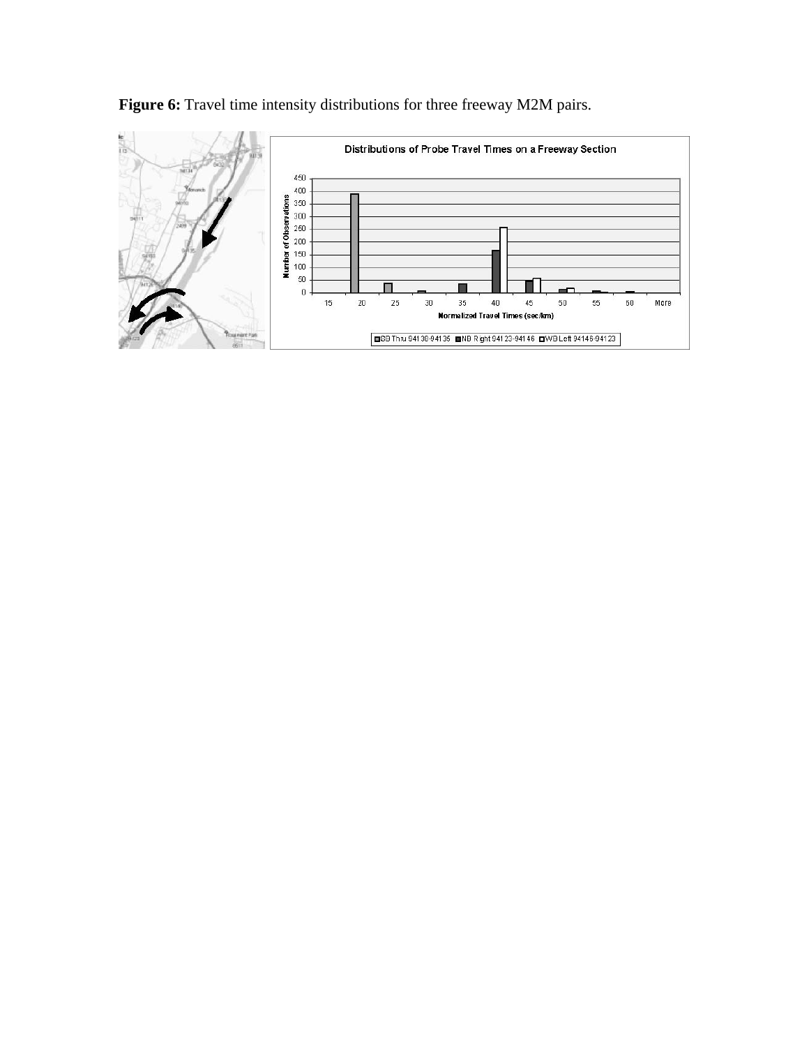**Figure 6:** Travel time intensity distributions for three freeway M2M pairs.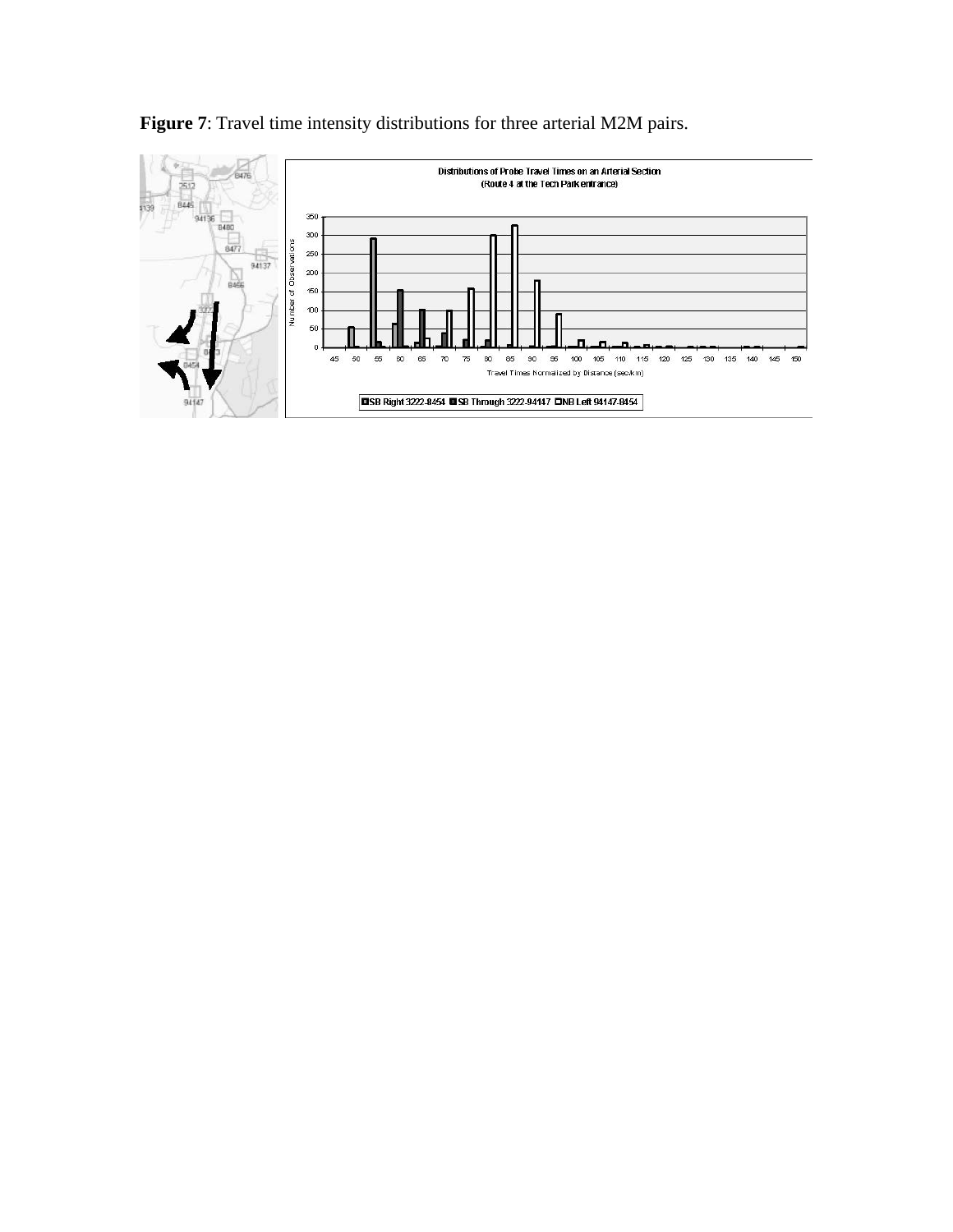**Figure 7**: Travel time intensity distributions for three arterial M2M pairs.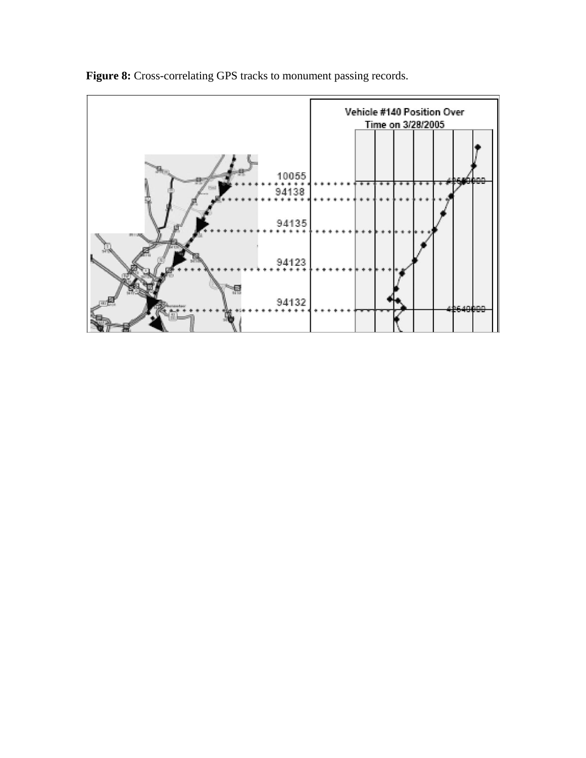**Figure 8:** Cross-correlating GPS tracks to monument passing records.

Vehicle #140 Position Over Time on 3/28/2005

10055

94138

94135

94123

94132

4264000D

4264000D